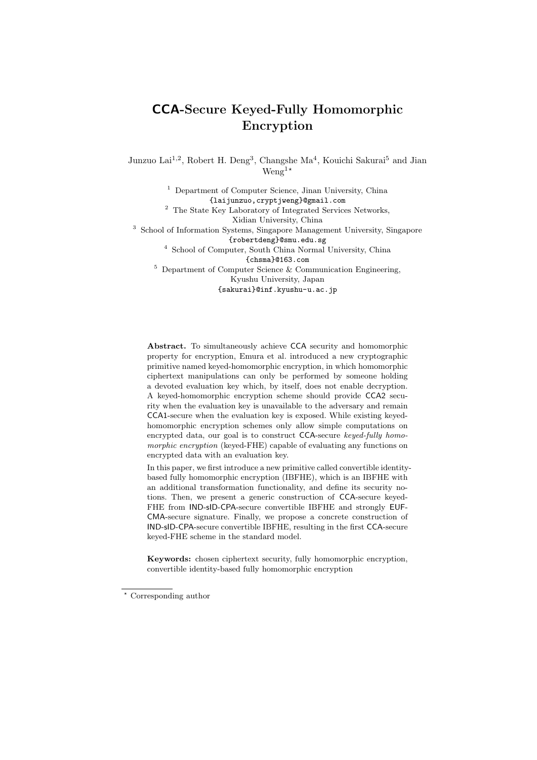# CCA-Secure Keyed-Fully Homomorphic Encryption

Junzuo Lai[1,2], Robert H. Deng[3], Changshe Ma[4], Kouichi Sakurai[5] and Jian Weng[1]*

[1] Department of Computer Science, Jinan University, China
`{laijunzuo,cryptjweng}@gmail.com`

[2] The State Key Laboratory of Integrated Services Networks, Xidian University, China

[3] School of Information Systems, Singapore Management University, Singapore
`{robertdeng}@smu.edu.sg`

[4] School of Computer, South China Normal University, China
`{chsma}@163.com`

[5] Department of Computer Science & Communication Engineering, Kyushu University, Japan
`{sakurai}@inf.kyushu-u.ac.jp`

**Abstract.** To simultaneously achieve CCA security and homomorphic property for encryption, Emura et al. introduced a new cryptographic primitive named keyed-homomorphic encryption, in which homomorphic ciphertext manipulations can only be performed by someone holding a devoted evaluation key which, by itself, does not enable decryption. A keyed-homomorphic encryption scheme should provide CCA2 security when the evaluation key is unavailable to the adversary and remain CCA1-secure when the evaluation key is exposed. While existing keyed-homomorphic encryption schemes only allow simple computations on encrypted data, our goal is to construct CCA-secure *keyed-fully homomorphic encryption* (keyed-FHE) capable of evaluating any functions on encrypted data with an evaluation key.

In this paper, we first introduce a new primitive called convertible identity-based fully homomorphic encryption (IBFHE), which is an IBFHE with an additional transformation functionality, and define its security notions. Then, we present a generic construction of CCA-secure keyed-FHE from IND-sID-CPA-secure convertible IBFHE and strongly EUF-CMA-secure signature. Finally, we propose a concrete construction of IND-sID-CPA-secure convertible IBFHE, resulting in the first CCA-secure keyed-FHE scheme in the standard model.

**Keywords:** chosen ciphertext security, fully homomorphic encryption, convertible identity-based fully homomorphic encryption

---

* Corresponding author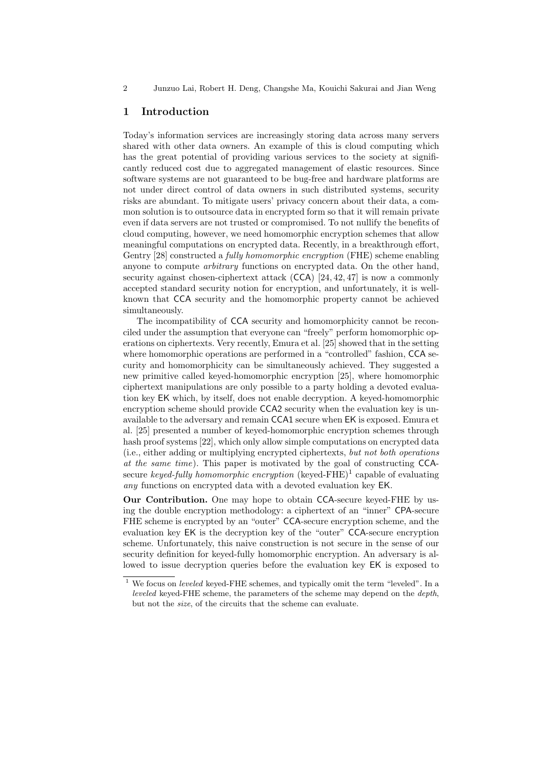## 1 Introduction

Today's information services are increasingly storing data across many servers shared with other data owners. An example of this is cloud computing which has the great potential of providing various services to the society at significantly reduced cost due to aggregated management of elastic resources. Since software systems are not guaranteed to be bug-free and hardware platforms are not under direct control of data owners in such distributed systems, security risks are abundant. To mitigate users' privacy concern about their data, a common solution is to outsource data in encrypted form so that it will remain private even if data servers are not trusted or compromised. To not nullify the benefits of cloud computing, however, we need homomorphic encryption schemes that allow meaningful computations on encrypted data. Recently, in a breakthrough effort, Gentry [28] constructed a *fully homomorphic encryption* (FHE) scheme enabling anyone to compute *arbitrary* functions on encrypted data. On the other hand, security against chosen-ciphertext attack (CCA) [24, 42, 47] is now a commonly accepted standard security notion for encryption, and unfortunately, it is well-known that CCA security and the homomorphic property cannot be achieved simultaneously.

The incompatibility of CCA security and homomorphicity cannot be reconciled under the assumption that everyone can "freely" perform homomorphic operations on ciphertexts. Very recently, Emura et al. [25] showed that in the setting where homomorphic operations are performed in a "controlled" fashion, CCA security and homomorphicity can be simultaneously achieved. They suggested a new primitive called keyed-homomorphic encryption [25], where homomorphic ciphertext manipulations are only possible to a party holding a devoted evaluation key EK which, by itself, does not enable decryption. A keyed-homomorphic encryption scheme should provide CCA2 security when the evaluation key is unavailable to the adversary and remain CCA1 secure when EK is exposed. Emura et al. [25] presented a number of keyed-homomorphic encryption schemes through hash proof systems [22], which only allow simple computations on encrypted data (i.e., either adding or multiplying encrypted ciphertexts, *but not both operations at the same time*). This paper is motivated by the goal of constructing CCA-secure *keyed-fully homomorphic encryption* (keyed-FHE)[1] capable of evaluating *any* functions on encrypted data with a devoted evaluation key EK.

**Our Contribution.** One may hope to obtain CCA-secure keyed-FHE by using the double encryption methodology: a ciphertext of an "inner" CPA-secure FHE scheme is encrypted by an "outer" CCA-secure encryption scheme, and the evaluation key EK is the decryption key of the "outer" CCA-secure encryption scheme. Unfortunately, this naive construction is not secure in the sense of our security definition for keyed-fully homomorphic encryption. An adversary is allowed to issue decryption queries before the evaluation key EK is exposed to

[1] We focus on *leveled* keyed-FHE schemes, and typically omit the term "leveled". In a *leveled* keyed-FHE scheme, the parameters of the scheme may depend on the *depth*, but not the *size*, of the circuits that the scheme can evaluate.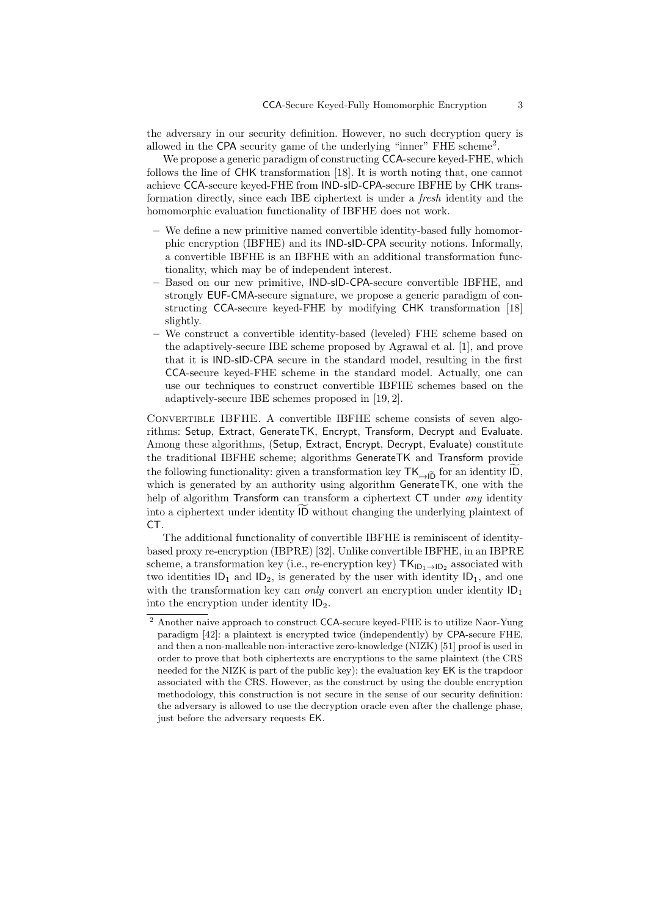the adversary in our security definition. However, no such decryption query is allowed in the CPA security game of the underlying "inner" FHE scheme[2].

We propose a generic paradigm of constructing CCA-secure keyed-FHE, which follows the line of CHK transformation [18]. It is worth noting that, one cannot achieve CCA-secure keyed-FHE from IND-sID-CPA-secure IBFHE by CHK transformation directly, since each IBE ciphertext is under a *fresh* identity and the homomorphic evaluation functionality of IBFHE does not work.

- We define a new primitive named convertible identity-based fully homomorphic encryption (IBFHE) and its IND-sID-CPA security notions. Informally, a convertible IBFHE is an IBFHE with an additional transformation functionality, which may be of independent interest.
- Based on our new primitive, IND-sID-CPA-secure convertible IBFHE, and strongly EUF-CMA-secure signature, we propose a generic paradigm of constructing CCA-secure keyed-FHE by modifying CHK transformation [18] slightly.
- We construct a convertible identity-based (leveled) FHE scheme based on the adaptively-secure IBE scheme proposed by Agrawal et al. [1], and prove that it is IND-sID-CPA secure in the standard model, resulting in the first CCA-secure keyed-FHE scheme in the standard model. Actually, one can use our techniques to construct convertible IBFHE schemes based on the adaptively-secure IBE schemes proposed in [19, 2].

Convertible IBFHE. A convertible IBFHE scheme consists of seven algorithms: Setup, Extract, GenerateTK, Encrypt, Transform, Decrypt and Evaluate. Among these algorithms, (Setup, Extract, Encrypt, Decrypt, Evaluate) constitute the traditional IBFHE scheme; algorithms GenerateTK and Transform provide the following functionality: given a transformation key $\mathsf{TK}_{\mapsto \widetilde{\mathsf{ID}}}$ for an identity $\widetilde{\mathsf{ID}}$, which is generated by an authority using algorithm GenerateTK, one with the help of algorithm Transform can transform a ciphertext CT under *any* identity into a ciphertext under identity $\widetilde{\mathsf{ID}}$ without changing the underlying plaintext of CT.

The additional functionality of convertible IBFHE is reminiscent of identity-based proxy re-encryption (IBPRE) [32]. Unlike convertible IBFHE, in an IBPRE scheme, a transformation key (i.e., re-encryption key) $\mathsf{TK}_{\mathsf{ID}_1 \to \mathsf{ID}_2}$ associated with two identities $\mathsf{ID}_1$ and $\mathsf{ID}_2$, is generated by the user with identity $\mathsf{ID}_1$, and one with the transformation key can *only* convert an encryption under identity $\mathsf{ID}_1$ into the encryption under identity $\mathsf{ID}_2$.

[2] Another naive approach to construct CCA-secure keyed-FHE is to utilize Naor-Yung paradigm [42]: a plaintext is encrypted twice (independently) by CPA-secure FHE, and then a non-malleable non-interactive zero-knowledge (NIZK) [51] proof is used in order to prove that both ciphertexts are encryptions to the same plaintext (the CRS needed for the NIZK is part of the public key); the evaluation key EK is the trapdoor associated with the CRS. However, as the construct by using the double encryption methodology, this construction is not secure in the sense of our security definition: the adversary is allowed to use the decryption oracle even after the challenge phase, just before the adversary requests EK.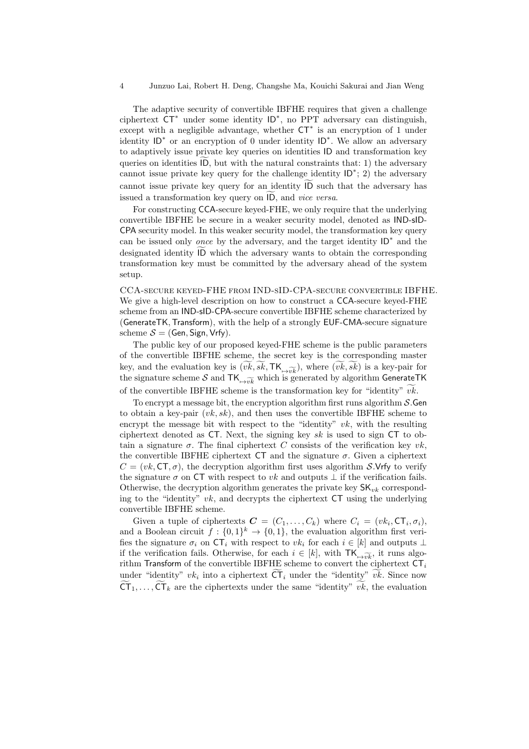The adaptive security of convertible IBFHE requires that given a challenge ciphertext $\mathsf{CT}^*$ under some identity $\mathsf{ID}^*$, no PPT adversary can distinguish, except with a negligible advantage, whether $\mathsf{CT}^*$ is an encryption of 1 under identity $\mathsf{ID}^*$ or an encryption of 0 under identity $\mathsf{ID}^*$. We allow an adversary to adaptively issue private key queries on identities $\mathsf{ID}$ and transformation key queries on identities $\widetilde{\mathsf{ID}}$, but with the natural constraints that: 1) the adversary cannot issue private key query for the challenge identity $\mathsf{ID}^*$; 2) the adversary cannot issue private key query for an identity $\widetilde{\mathsf{ID}}$ such that the adversary has issued a transformation key query on $\widetilde{\mathsf{ID}}$, and *vice versa*.

For constructing CCA-secure keyed-FHE, we only require that the underlying convertible IBFHE be secure in a weaker security model, denoted as IND-sID-CPA security model. In this weaker security model, the transformation key query can be issued only *once* by the adversary, and the target identity $\mathsf{ID}^*$ and the designated identity $\widetilde{\mathsf{ID}}$ which the adversary wants to obtain the corresponding transformation key must be committed by the adversary ahead of the system setup.

CCA-SECURE KEYED-FHE FROM IND-SID-CPA-SECURE CONVERTIBLE IBFHE. We give a high-level description on how to construct a CCA-secure keyed-FHE scheme from an IND-sID-CPA-secure convertible IBFHE scheme characterized by (GenerateTK, Transform), with the help of a strongly EUF-CMA-secure signature scheme $\mathcal{S} = (\mathsf{Gen}, \mathsf{Sign}, \mathsf{Vrfy})$.

The public key of our proposed keyed-FHE scheme is the public parameters of the convertible IBFHE scheme, the secret key is the corresponding master key, and the evaluation key is $(\widetilde{vk}, \widetilde{sk}, \mathsf{TK}_{\mapsto \widetilde{vk}})$, where $(\widetilde{vk}, \widetilde{sk})$ is a key-pair for the signature scheme $\mathcal{S}$ and $\mathsf{TK}_{\mapsto \widetilde{vk}}$ which is generated by algorithm GenerateTK of the convertible IBFHE scheme is the transformation key for "identity" $\widetilde{vk}$.

To encrypt a message bit, the encryption algorithm first runs algorithm $\mathcal{S}.\mathsf{Gen}$ to obtain a key-pair $(vk, sk)$, and then uses the convertible IBFHE scheme to encrypt the message bit with respect to the "identity" $vk$, with the resulting ciphertext denoted as $\mathsf{CT}$. Next, the signing key $sk$ is used to sign $\mathsf{CT}$ to obtain a signature $\sigma$. The final ciphertext $C$ consists of the verification key $vk$, the convertible IBFHE ciphertext $\mathsf{CT}$ and the signature $\sigma$. Given a ciphertext $C = (vk, \mathsf{CT}, \sigma)$, the decryption algorithm first uses algorithm $\mathcal{S}.\mathsf{Vrfy}$ to verify the signature $\sigma$ on $\mathsf{CT}$ with respect to $vk$ and outputs $\perp$ if the verification fails. Otherwise, the decryption algorithm generates the private key $\mathsf{SK}_{vk}$ corresponding to the "identity" $vk$, and decrypts the ciphertext $\mathsf{CT}$ using the underlying convertible IBFHE scheme.

Given a tuple of ciphertexts $\boldsymbol{C} = (C_1, \ldots, C_k)$ where $C_i = (vk_i, \mathsf{CT}_i, \sigma_i)$, and a Boolean circuit $f : \{0,1\}^k \to \{0,1\}$, the evaluation algorithm first verifies the signature $\sigma_i$ on $\mathsf{CT}_i$ with respect to $vk_i$ for each $i \in [k]$ and outputs $\perp$ if the verification fails. Otherwise, for each $i \in [k]$, with $\mathsf{TK}_{\mapsto \widetilde{vk}}$, it runs algorithm Transform of the convertible IBFHE scheme to convert the ciphertext $\mathsf{CT}_i$ under "identity" $vk_i$ into a ciphertext $\widetilde{\mathsf{CT}}_i$ under the "identity" $\widetilde{vk}$. Since now $\widetilde{\mathsf{CT}}_1, \ldots, \widetilde{\mathsf{CT}}_k$ are the ciphertexts under the same "identity" $\widetilde{vk}$, the evaluation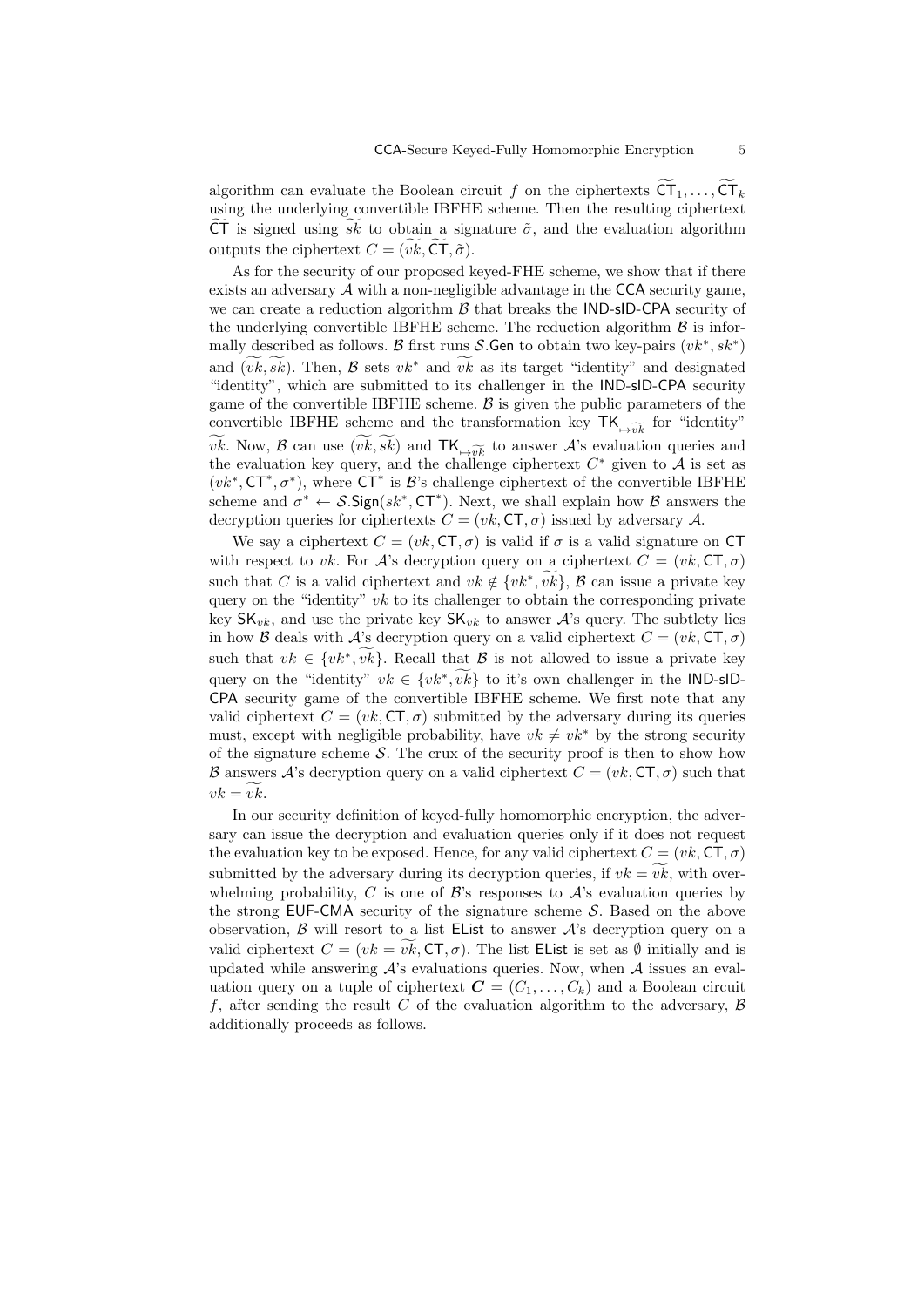algorithm can evaluate the Boolean circuit $f$ on the ciphertexts $\widetilde{\mathsf{CT}}_1, \ldots, \widetilde{\mathsf{CT}}_k$ using the underlying convertible IBFHE scheme. Then the resulting ciphertext $\widetilde{\mathsf{CT}}$ is signed using $\widetilde{sk}$ to obtain a signature $\tilde{\sigma}$, and the evaluation algorithm outputs the ciphertext $C = (\widetilde{vk}, \widetilde{\mathsf{CT}}, \tilde{\sigma})$.

As for the security of our proposed keyed-FHE scheme, we show that if there exists an adversary $\mathcal{A}$ with a non-negligible advantage in the $\mathsf{CCA}$ security game, we can create a reduction algorithm $\mathcal{B}$ that breaks the $\mathsf{IND\text{-}sID\text{-}CPA}$ security of the underlying convertible IBFHE scheme. The reduction algorithm $\mathcal{B}$ is informally described as follows. $\mathcal{B}$ first runs $\mathcal{S}.\mathsf{Gen}$ to obtain two key-pairs $(vk^*, sk^*)$ and $(\widetilde{vk}, \widetilde{sk})$. Then, $\mathcal{B}$ sets $vk^*$ and $\widetilde{vk}$ as its target "identity" and designated "identity", which are submitted to its challenger in the $\mathsf{IND\text{-}sID\text{-}CPA}$ security game of the convertible IBFHE scheme. $\mathcal{B}$ is given the public parameters of the convertible IBFHE scheme and the transformation key $\mathsf{TK}_{\mapsto \widetilde{vk}}$ for "identity" $\widetilde{vk}$. Now, $\mathcal{B}$ can use $(\widetilde{vk}, \widetilde{sk})$ and $\mathsf{TK}_{\mapsto \widetilde{vk}}$ to answer $\mathcal{A}$'s evaluation queries and the evaluation key query, and the challenge ciphertext $C^*$ given to $\mathcal{A}$ is set as $(vk^*, \mathsf{CT}^*, \sigma^*)$, where $\mathsf{CT}^*$ is $\mathcal{B}$'s challenge ciphertext of the convertible IBFHE scheme and $\sigma^* \leftarrow \mathcal{S}.\mathsf{Sign}(sk^*, \mathsf{CT}^*)$. Next, we shall explain how $\mathcal{B}$ answers the decryption queries for ciphertexts $C = (vk, \mathsf{CT}, \sigma)$ issued by adversary $\mathcal{A}$.

We say a ciphertext $C = (vk, \mathsf{CT}, \sigma)$ is valid if $\sigma$ is a valid signature on $\mathsf{CT}$ with respect to $vk$. For $\mathcal{A}$'s decryption query on a ciphertext $C = (vk, \mathsf{CT}, \sigma)$ such that $C$ is a valid ciphertext and $vk \notin \{vk^*, \widetilde{vk}\}$, $\mathcal{B}$ can issue a private key query on the "identity" $vk$ to its challenger to obtain the corresponding private key $\mathsf{SK}_{vk}$, and use the private key $\mathsf{SK}_{vk}$ to answer $\mathcal{A}$'s query. The subtlety lies in how $\mathcal{B}$ deals with $\mathcal{A}$'s decryption query on a valid ciphertext $C = (vk, \mathsf{CT}, \sigma)$ such that $vk \in \{vk^*, \widetilde{vk}\}$. Recall that $\mathcal{B}$ is not allowed to issue a private key query on the "identity" $vk \in \{vk^*, \widetilde{vk}\}$ to it's own challenger in the $\mathsf{IND\text{-}sID\text{-}CPA}$ security game of the convertible IBFHE scheme. We first note that any valid ciphertext $C = (vk, \mathsf{CT}, \sigma)$ submitted by the adversary during its queries must, except with negligible probability, have $vk \neq vk^*$ by the strong security of the signature scheme $\mathcal{S}$. The crux of the security proof is then to show how $\mathcal{B}$ answers $\mathcal{A}$'s decryption query on a valid ciphertext $C = (vk, \mathsf{CT}, \sigma)$ such that $vk = \widetilde{vk}$.

In our security definition of keyed-fully homomorphic encryption, the adversary can issue the decryption and evaluation queries only if it does not request the evaluation key to be exposed. Hence, for any valid ciphertext $C = (vk, \mathsf{CT}, \sigma)$ submitted by the adversary during its decryption queries, if $vk = \widetilde{vk}$, with overwhelming probability, $C$ is one of $\mathcal{B}$'s responses to $\mathcal{A}$'s evaluation queries by the strong $\mathsf{EUF\text{-}CMA}$ security of the signature scheme $\mathcal{S}$. Based on the above observation, $\mathcal{B}$ will resort to a list $\mathsf{EList}$ to answer $\mathcal{A}$'s decryption query on a valid ciphertext $C = (vk = \widetilde{vk}, \mathsf{CT}, \sigma)$. The list $\mathsf{EList}$ is set as $\emptyset$ initially and is updated while answering $\mathcal{A}$'s evaluations queries. Now, when $\mathcal{A}$ issues an evaluation query on a tuple of ciphertext $\boldsymbol{C} = (C_1, \ldots, C_k)$ and a Boolean circuit $f$, after sending the result $C$ of the evaluation algorithm to the adversary, $\mathcal{B}$ additionally proceeds as follows.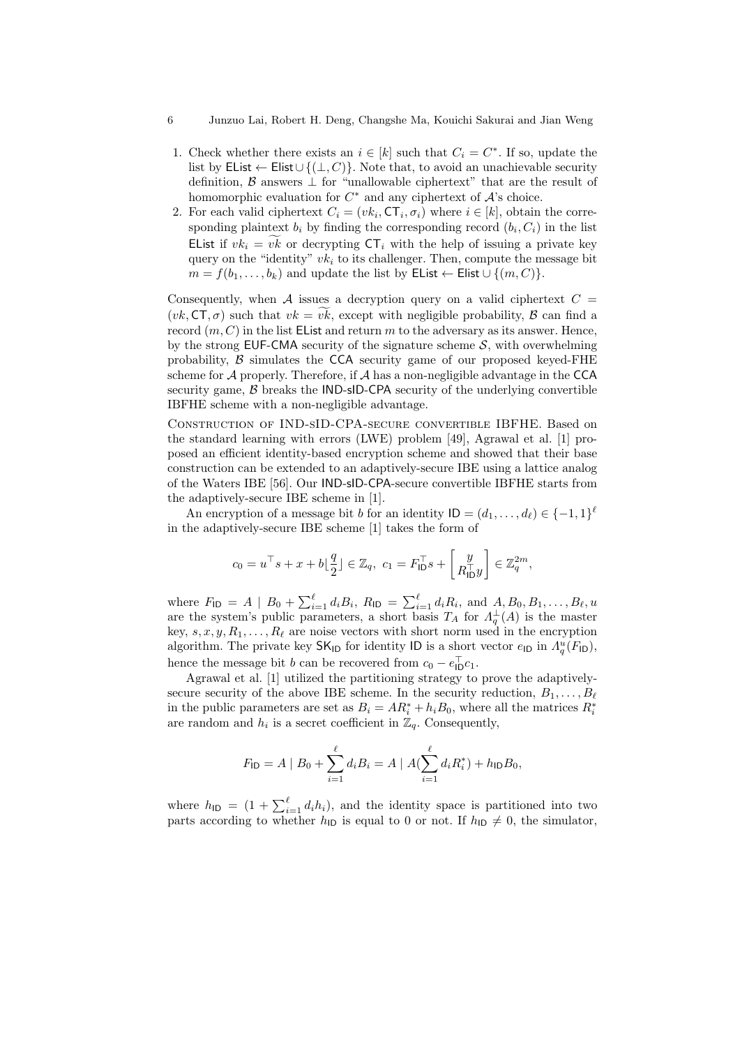1. Check whether there exists an $i \in [k]$ such that $C_i = C^*$. If so, update the list by $\mathsf{EList} \leftarrow \mathsf{Elist} \cup \{(\perp, C)\}$. Note that, to avoid an unachievable security definition, $\mathcal{B}$ answers $\perp$ for "unallowable ciphertext" that are the result of homomorphic evaluation for $C^*$ and any ciphertext of $\mathcal{A}$'s choice.
2. For each valid ciphertext $C_i = (vk_i, \mathsf{CT}_i, \sigma_i)$ where $i \in [k]$, obtain the corresponding plaintext $b_i$ by finding the corresponding record $(b_i, C_i)$ in the list $\mathsf{EList}$ if $vk_i = \widetilde{vk}$ or decrypting $\mathsf{CT}_i$ with the help of issuing a private key query on the "identity" $vk_i$ to its challenger. Then, compute the message bit $m = f(b_1, \ldots, b_k)$ and update the list by $\mathsf{EList} \leftarrow \mathsf{Elist} \cup \{(m, C)\}$.

Consequently, when $\mathcal{A}$ issues a decryption query on a valid ciphertext $C = (vk, \mathsf{CT}, \sigma)$ such that $vk = \widetilde{vk}$, except with negligible probability, $\mathcal{B}$ can find a record $(m, C)$ in the list $\mathsf{EList}$ and return $m$ to the adversary as its answer. Hence, by the strong $\mathsf{EUF\text{-}CMA}$ security of the signature scheme $\mathcal{S}$, with overwhelming probability, $\mathcal{B}$ simulates the $\mathsf{CCA}$ security game of our proposed keyed-FHE scheme for $\mathcal{A}$ properly. Therefore, if $\mathcal{A}$ has a non-negligible advantage in the $\mathsf{CCA}$ security game, $\mathcal{B}$ breaks the $\mathsf{IND\text{-}sID\text{-}CPA}$ security of the underlying convertible IBFHE scheme with a non-negligible advantage.

Construction of IND-sID-CPA-secure convertible IBFHE. Based on the standard learning with errors (LWE) problem [49], Agrawal et al. [1] proposed an efficient identity-based encryption scheme and showed that their base construction can be extended to an adaptively-secure IBE using a lattice analog of the Waters IBE [56]. Our $\mathsf{IND\text{-}sID\text{-}CPA}$-secure convertible IBFHE starts from the adaptively-secure IBE scheme in [1].

An encryption of a message bit $b$ for an identity $\mathsf{ID} = (d_1, \ldots, d_\ell) \in \{-1, 1\}^\ell$ in the adaptively-secure IBE scheme [1] takes the form of

$$c_0 = u^\top s + x + b\lfloor \frac{q}{2} \rfloor \in \mathbb{Z}_q, \ c_1 = F_{\mathsf{ID}}^\top s + \begin{bmatrix} y \\ R_{\mathsf{ID}}^\top y \end{bmatrix} \in \mathbb{Z}_q^{2m},$$

where $F_{\mathsf{ID}} = A \mid B_0 + \sum_{i=1}^{\ell} d_i B_i$, $R_{\mathsf{ID}} = \sum_{i=1}^{\ell} d_i R_i$, and $A, B_0, B_1, \ldots, B_\ell, u$ are the system's public parameters, a short basis $T_A$ for $\Lambda_q^\perp(A)$ is the master key, $s, x, y, R_1, \ldots, R_\ell$ are noise vectors with short norm used in the encryption algorithm. The private key $\mathsf{SK}_{\mathsf{ID}}$ for identity $\mathsf{ID}$ is a short vector $e_{\mathsf{ID}}$ in $\Lambda_q^u(F_{\mathsf{ID}})$, hence the message bit $b$ can be recovered from $c_0 - e_{\mathsf{ID}}^\top c_1$.

Agrawal et al. [1] utilized the partitioning strategy to prove the adaptively-secure security of the above IBE scheme. In the security reduction, $B_1, \ldots, B_\ell$ in the public parameters are set as $B_i = AR_i^* + h_i B_0$, where all the matrices $R_i^*$ are random and $h_i$ is a secret coefficient in $\mathbb{Z}_q$. Consequently,

$$F_{\mathsf{ID}} = A \mid B_0 + \sum_{i=1}^{\ell} d_i B_i = A \mid A(\sum_{i=1}^{\ell} d_i R_i^*) + h_{\mathsf{ID}} B_0,$$

where $h_{\mathsf{ID}} = (1 + \sum_{i=1}^{\ell} d_i h_i)$, and the identity space is partitioned into two parts according to whether $h_{\mathsf{ID}}$ is equal to 0 or not. If $h_{\mathsf{ID}} \neq 0$, the simulator,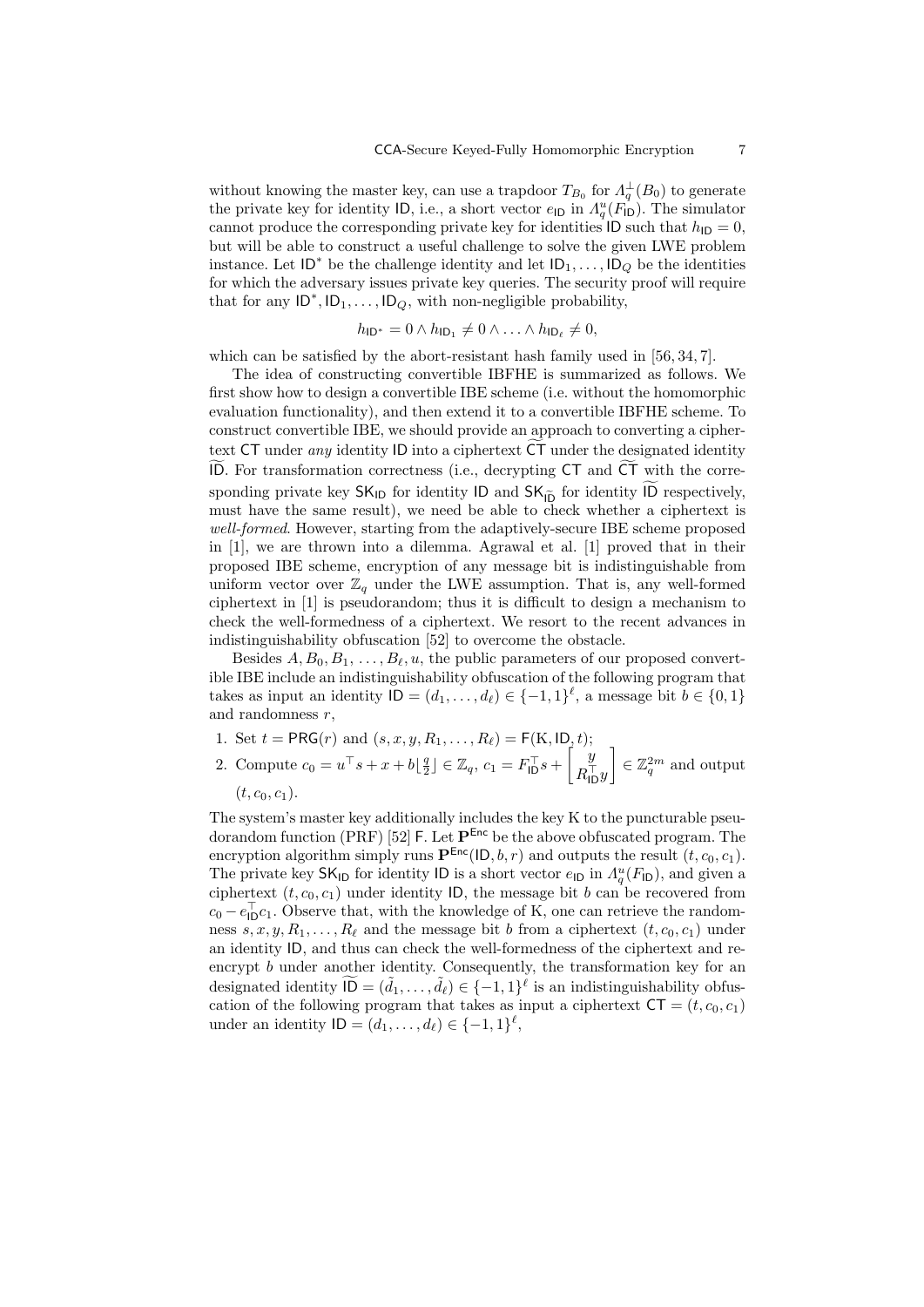without knowing the master key, can use a trapdoor $T_{B_0}$ for $\Lambda_q^{\perp}(B_0)$ to generate the private key for identity $\mathsf{ID}$, i.e., a short vector $e_{\mathsf{ID}}$ in $\Lambda_q^u(F_{\mathsf{ID}})$. The simulator cannot produce the corresponding private key for identities $\mathsf{ID}$ such that $h_{\mathsf{ID}} = 0$, but will be able to construct a useful challenge to solve the given LWE problem instance. Let $\mathsf{ID}^*$ be the challenge identity and let $\mathsf{ID}_1, \ldots, \mathsf{ID}_Q$ be the identities for which the adversary issues private key queries. The security proof will require that for any $\mathsf{ID}^*, \mathsf{ID}_1, \ldots, \mathsf{ID}_Q$, with non-negligible probability,

$$h_{\mathsf{ID}^*} = 0 \wedge h_{\mathsf{ID}_1} \neq 0 \wedge \ldots \wedge h_{\mathsf{ID}_\ell} \neq 0,$$

which can be satisfied by the abort-resistant hash family used in [56, 34, 7].

The idea of constructing convertible IBFHE is summarized as follows. We first show how to design a convertible IBE scheme (i.e. without the homomorphic evaluation functionality), and then extend it to a convertible IBFHE scheme. To construct convertible IBE, we should provide an approach to converting a ciphertext $\mathsf{CT}$ under *any* identity $\mathsf{ID}$ into a ciphertext $\widetilde{\mathsf{CT}}$ under the designated identity $\widetilde{\mathsf{ID}}$. For transformation correctness (i.e., decrypting $\mathsf{CT}$ and $\widetilde{\mathsf{CT}}$ with the corresponding private key $\mathsf{SK}_{\mathsf{ID}}$ for identity $\mathsf{ID}$ and $\mathsf{SK}_{\widetilde{\mathsf{ID}}}$ for identity $\widetilde{\mathsf{ID}}$ respectively, must have the same result), we need be able to check whether a ciphertext is *well-formed*. However, starting from the adaptively-secure IBE scheme proposed in [1], we are thrown into a dilemma. Agrawal et al. [1] proved that in their proposed IBE scheme, encryption of any message bit is indistinguishable from uniform vector over $\mathbb{Z}_q$ under the LWE assumption. That is, any well-formed ciphertext in [1] is pseudorandom; thus it is difficult to design a mechanism to check the well-formedness of a ciphertext. We resort to the recent advances in indistinguishability obfuscation [52] to overcome the obstacle.

Besides $A, B_0, B_1, \ldots, B_\ell, u$, the public parameters of our proposed convertible IBE include an indistinguishability obfuscation of the following program that takes as input an identity $\mathsf{ID} = (d_1, \ldots, d_\ell) \in \{-1, 1\}^\ell$, a message bit $b \in \{0, 1\}$ and randomness $r$,

1. Set $t = \mathsf{PRG}(r)$ and $(s, x, y, R_1, \ldots, R_\ell) = \mathsf{F}(\mathrm{K}, \mathsf{ID}, t)$;
2. Compute $c_0 = u^\top s + x + b\lfloor \frac{q}{2} \rfloor \in \mathbb{Z}_q$, $c_1 = F_{\mathsf{ID}}^\top s + \begin{bmatrix} y \\ R_{\mathsf{ID}}^\top y \end{bmatrix} \in \mathbb{Z}_q^{2m}$ and output $(t, c_0, c_1)$.

The system's master key additionally includes the key K to the puncturable pseudorandom function (PRF) [52] $\mathsf{F}$. Let $\mathbf{P}^{\mathsf{Enc}}$ be the above obfuscated program. The encryption algorithm simply runs $\mathbf{P}^{\mathsf{Enc}}(\mathsf{ID}, b, r)$ and outputs the result $(t, c_0, c_1)$. The private key $\mathsf{SK}_{\mathsf{ID}}$ for identity $\mathsf{ID}$ is a short vector $e_{\mathsf{ID}}$ in $\Lambda_q^u(F_{\mathsf{ID}})$, and given a ciphertext $(t, c_0, c_1)$ under identity $\mathsf{ID}$, the message bit $b$ can be recovered from $c_0 - e_{\mathsf{ID}}^\top c_1$. Observe that, with the knowledge of K, one can retrieve the randomness $s, x, y, R_1, \ldots, R_\ell$ and the message bit $b$ from a ciphertext $(t, c_0, c_1)$ under an identity $\mathsf{ID}$, and thus can check the well-formedness of the ciphertext and re-encrypt $b$ under another identity. Consequently, the transformation key for an designated identity $\widetilde{\mathsf{ID}} = (\tilde{d}_1, \ldots, \tilde{d}_\ell) \in \{-1, 1\}^\ell$ is an indistinguishability obfuscation of the following program that takes as input a ciphertext $\mathsf{CT} = (t, c_0, c_1)$ under an identity $\mathsf{ID} = (d_1, \ldots, d_\ell) \in \{-1, 1\}^\ell$,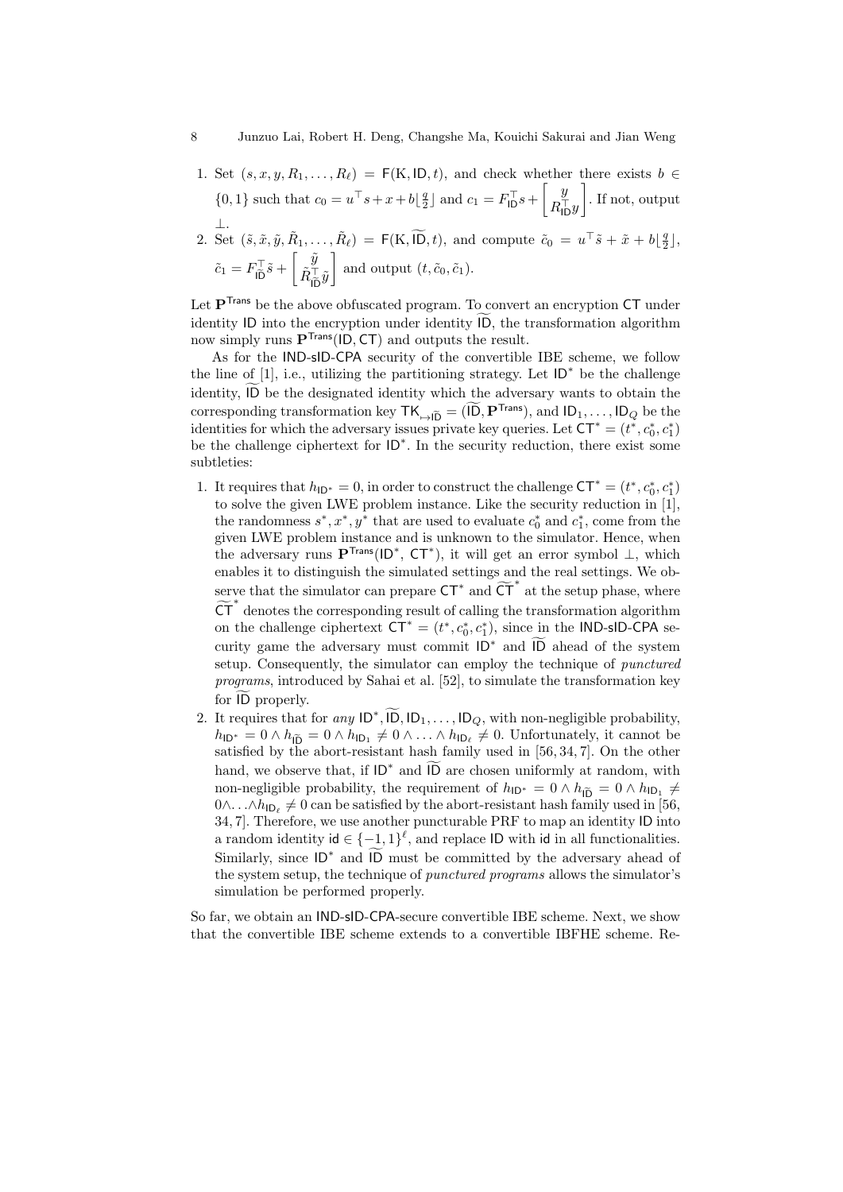1. Set $(s, x, y, R_1, \ldots, R_\ell) = \mathsf{F}(\mathrm{K}, \mathsf{ID}, t)$, and check whether there exists $b \in \{0,1\}$ such that $c_0 = u^\top s + x + b\lfloor \frac{q}{2} \rfloor$ and $c_1 = F_{\mathsf{ID}}^\top s + \begin{bmatrix} y \\ R_{\mathsf{ID}}^\top y \end{bmatrix}$. If not, output $\perp$.
2. Set $(\tilde{s}, \tilde{x}, \tilde{y}, \tilde{R}_1, \ldots, \tilde{R}_\ell) = \mathsf{F}(\mathrm{K}, \widetilde{\mathsf{ID}}, t)$, and compute $\tilde{c}_0 = u^\top \tilde{s} + \tilde{x} + b\lfloor \frac{q}{2} \rfloor$, $\tilde{c}_1 = F_{\widetilde{\mathsf{ID}}}^\top \tilde{s} + \begin{bmatrix} \tilde{y} \\ \tilde{R}_{\widetilde{\mathsf{ID}}}^\top \tilde{y} \end{bmatrix}$ and output $(t, \tilde{c}_0, \tilde{c}_1)$.

Let $\mathbf{P}^{\mathsf{Trans}}$ be the above obfuscated program. To convert an encryption $\mathsf{CT}$ under identity $\mathsf{ID}$ into the encryption under identity $\widetilde{\mathsf{ID}}$, the transformation algorithm now simply runs $\mathbf{P}^{\mathsf{Trans}}(\mathsf{ID}, \mathsf{CT})$ and outputs the result.

As for the IND-sID-CPA security of the convertible IBE scheme, we follow the line of [1], i.e., utilizing the partitioning strategy. Let $\mathsf{ID}^*$ be the challenge identity, $\widetilde{\mathsf{ID}}$ be the designated identity which the adversary wants to obtain the corresponding transformation key $\mathsf{TK}_{\mapsto \widetilde{\mathsf{ID}}} = (\widetilde{\mathsf{ID}}, \mathbf{P}^{\mathsf{Trans}})$, and $\mathsf{ID}_1, \ldots, \mathsf{ID}_Q$ be the identities for which the adversary issues private key queries. Let $\mathsf{CT}^* = (t^*, c_0^*, c_1^*)$ be the challenge ciphertext for $\mathsf{ID}^*$. In the security reduction, there exist some subtleties:

1. It requires that $h_{\mathsf{ID}^*} = 0$, in order to construct the challenge $\mathsf{CT}^* = (t^*, c_0^*, c_1^*)$ to solve the given LWE problem instance. Like the security reduction in [1], the randomness $s^*, x^*, y^*$ that are used to evaluate $c_0^*$ and $c_1^*$, come from the given LWE problem instance and is unknown to the simulator. Hence, when the adversary runs $\mathbf{P}^{\mathsf{Trans}}(\mathsf{ID}^*, \mathsf{CT}^*)$, it will get an error symbol $\perp$, which enables it to distinguish the simulated settings and the real settings. We observe that the simulator can prepare $\mathsf{CT}^*$ and $\widetilde{\mathsf{CT}}^*$ at the setup phase, where $\widetilde{\mathsf{CT}}^*$ denotes the corresponding result of calling the transformation algorithm on the challenge ciphertext $\mathsf{CT}^* = (t^*, c_0^*, c_1^*)$, since in the IND-sID-CPA security game the adversary must commit $\mathsf{ID}^*$ and $\widetilde{\mathsf{ID}}$ ahead of the system setup. Consequently, the simulator can employ the technique of *punctured programs*, introduced by Sahai et al. [52], to simulate the transformation key for $\widetilde{\mathsf{ID}}$ properly.
2. It requires that for *any* $\mathsf{ID}^*, \widetilde{\mathsf{ID}}, \mathsf{ID}_1, \ldots, \mathsf{ID}_Q$, with non-negligible probability, $h_{\mathsf{ID}^*} = 0 \wedge h_{\widetilde{\mathsf{ID}}} = 0 \wedge h_{\mathsf{ID}_1} \neq 0 \wedge \ldots \wedge h_{\mathsf{ID}_\ell} \neq 0$. Unfortunately, it cannot be satisfied by the abort-resistant hash family used in [56, 34, 7]. On the other hand, we observe that, if $\mathsf{ID}^*$ and $\widetilde{\mathsf{ID}}$ are chosen uniformly at random, with non-negligible probability, the requirement of $h_{\mathsf{ID}^*} = 0 \wedge h_{\widetilde{\mathsf{ID}}} = 0 \wedge h_{\mathsf{ID}_1} \neq 0 \wedge \ldots \wedge h_{\mathsf{ID}_\ell} \neq 0$ can be satisfied by the abort-resistant hash family used in [56, 34, 7]. Therefore, we use another puncturable PRF to map an identity $\mathsf{ID}$ into a random identity $\mathsf{id} \in \{-1, 1\}^\ell$, and replace $\mathsf{ID}$ with $\mathsf{id}$ in all functionalities. Similarly, since $\mathsf{ID}^*$ and $\widetilde{\mathsf{ID}}$ must be committed by the adversary ahead of the system setup, the technique of *punctured programs* allows the simulator's simulation be performed properly.

So far, we obtain an IND-sID-CPA-secure convertible IBE scheme. Next, we show that the convertible IBE scheme extends to a convertible IBFHE scheme. Re-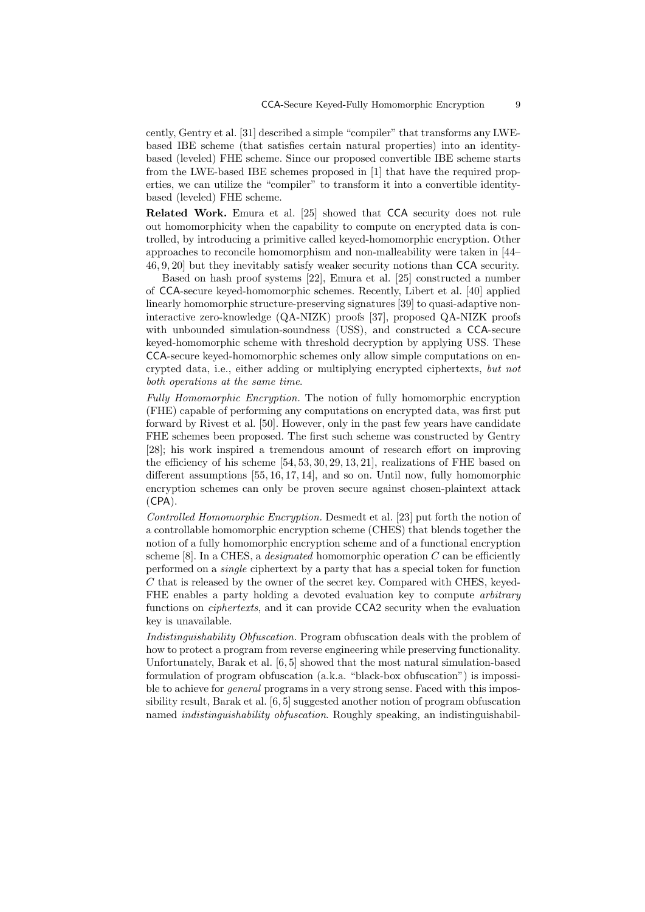cently, Gentry et al. [31] described a simple "compiler" that transforms any LWE-based IBE scheme (that satisfies certain natural properties) into an identity-based (leveled) FHE scheme. Since our proposed convertible IBE scheme starts from the LWE-based IBE schemes proposed in [1] that have the required properties, we can utilize the "compiler" to transform it into a convertible identity-based (leveled) FHE scheme.

**Related Work.** Emura et al. [25] showed that CCA security does not rule out homomorphicity when the capability to compute on encrypted data is controlled, by introducing a primitive called keyed-homomorphic encryption. Other approaches to reconcile homomorphism and non-malleability were taken in [44–46, 9, 20] but they inevitably satisfy weaker security notions than CCA security.

Based on hash proof systems [22], Emura et al. [25] constructed a number of CCA-secure keyed-homomorphic schemes. Recently, Libert et al. [40] applied linearly homomorphic structure-preserving signatures [39] to quasi-adaptive non-interactive zero-knowledge (QA-NIZK) proofs [37], proposed QA-NIZK proofs with unbounded simulation-soundness (USS), and constructed a CCA-secure keyed-homomorphic scheme with threshold decryption by applying USS. These CCA-secure keyed-homomorphic schemes only allow simple computations on encrypted data, i.e., either adding or multiplying encrypted ciphertexts, *but not both operations at the same time*.

*Fully Homomorphic Encryption.* The notion of fully homomorphic encryption (FHE) capable of performing any computations on encrypted data, was first put forward by Rivest et al. [50]. However, only in the past few years have candidate FHE schemes been proposed. The first such scheme was constructed by Gentry [28]; his work inspired a tremendous amount of research effort on improving the efficiency of his scheme [54, 53, 30, 29, 13, 21], realizations of FHE based on different assumptions [55, 16, 17, 14], and so on. Until now, fully homomorphic encryption schemes can only be proven secure against chosen-plaintext attack (CPA).

*Controlled Homomorphic Encryption.* Desmedt et al. [23] put forth the notion of a controllable homomorphic encryption scheme (CHES) that blends together the notion of a fully homomorphic encryption scheme and of a functional encryption scheme [8]. In a CHES, a *designated* homomorphic operation $C$ can be efficiently performed on a *single* ciphertext by a party that has a special token for function $C$ that is released by the owner of the secret key. Compared with CHES, keyed-FHE enables a party holding a devoted evaluation key to compute *arbitrary* functions on *ciphertexts*, and it can provide CCA2 security when the evaluation key is unavailable.

*Indistinguishability Obfuscation.* Program obfuscation deals with the problem of how to protect a program from reverse engineering while preserving functionality. Unfortunately, Barak et al. [6, 5] showed that the most natural simulation-based formulation of program obfuscation (a.k.a. "black-box obfuscation") is impossible to achieve for *general* programs in a very strong sense. Faced with this impossibility result, Barak et al. [6, 5] suggested another notion of program obfuscation named *indistinguishability obfuscation*. Roughly speaking, an indistinguishabil-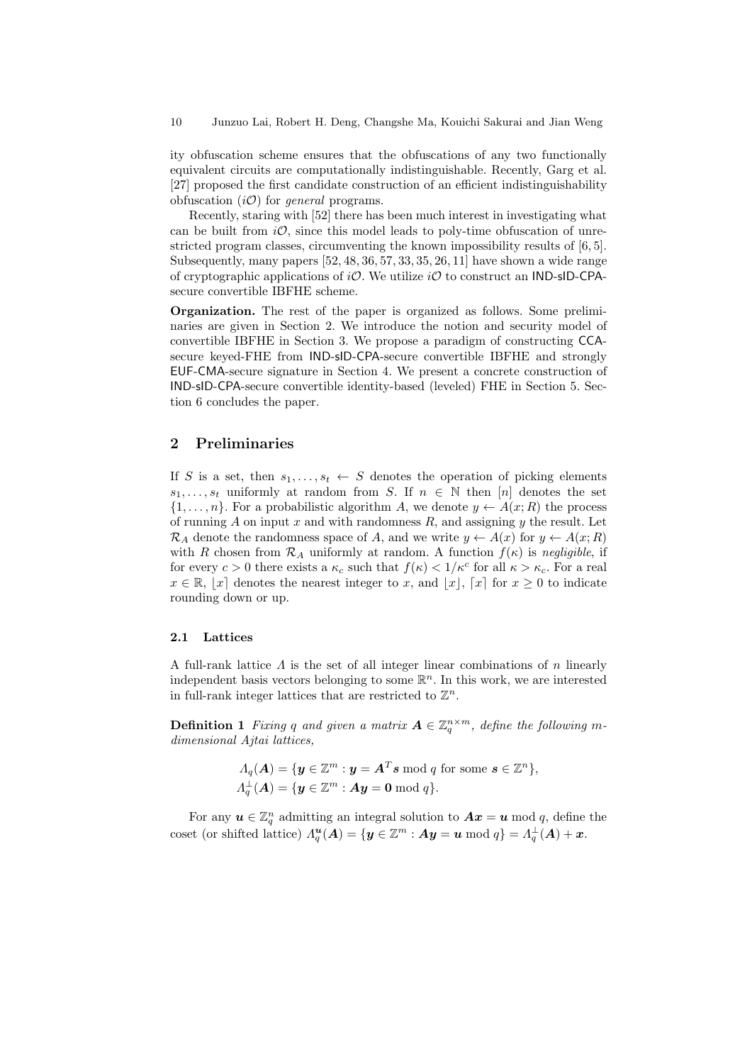ity obfuscation scheme ensures that the obfuscations of any two functionally equivalent circuits are computationally indistinguishable. Recently, Garg et al. [27] proposed the first candidate construction of an efficient indistinguishability obfuscation ($i\mathcal{O}$) for *general* programs.

Recently, staring with [52] there has been much interest in investigating what can be built from $i\mathcal{O}$, since this model leads to poly-time obfuscation of unrestricted program classes, circumventing the known impossibility results of [6, 5]. Subsequently, many papers [52, 48, 36, 57, 33, 35, 26, 11] have shown a wide range of cryptographic applications of $i\mathcal{O}$. We utilize $i\mathcal{O}$ to construct an IND-sID-CPA-secure convertible IBFHE scheme.

**Organization.** The rest of the paper is organized as follows. Some preliminaries are given in Section 2. We introduce the notion and security model of convertible IBFHE in Section 3. We propose a paradigm of constructing CCA-secure keyed-FHE from IND-sID-CPA-secure convertible IBFHE and strongly EUF-CMA-secure signature in Section 4. We present a concrete construction of IND-sID-CPA-secure convertible identity-based (leveled) FHE in Section 5. Section 6 concludes the paper.

## 2 Preliminaries

If $S$ is a set, then $s_1, \ldots, s_t \leftarrow S$ denotes the operation of picking elements $s_1, \ldots, s_t$ uniformly at random from $S$. If $n \in \mathbb{N}$ then $[n]$ denotes the set $\{1, \ldots, n\}$. For a probabilistic algorithm $A$, we denote $y \leftarrow A(x; R)$ the process of running $A$ on input $x$ and with randomness $R$, and assigning $y$ the result. Let $\mathcal{R}_A$ denote the randomness space of $A$, and we write $y \leftarrow A(x)$ for $y \leftarrow A(x; R)$ with $R$ chosen from $\mathcal{R}_A$ uniformly at random. A function $f(\kappa)$ is *negligible*, if for every $c > 0$ there exists a $\kappa_c$ such that $f(\kappa) < 1/\kappa^c$ for all $\kappa > \kappa_c$. For a real $x \in \mathbb{R}$, $\lfloor x \rceil$ denotes the nearest integer to $x$, and $\lfloor x \rfloor$, $\lceil x \rceil$ for $x \geq 0$ to indicate rounding down or up.

### 2.1 Lattices

A full-rank lattice $\Lambda$ is the set of all integer linear combinations of $n$ linearly independent basis vectors belonging to some $\mathbb{R}^n$. In this work, we are interested in full-rank integer lattices that are restricted to $\mathbb{Z}^n$.

**Definition 1** *Fixing $q$ and given a matrix $\boldsymbol{A} \in \mathbb{Z}_q^{n \times m}$, define the following $m$-dimensional Ajtai lattices,*

$$\Lambda_q(\boldsymbol{A}) = \{\boldsymbol{y} \in \mathbb{Z}^m : \boldsymbol{y} = \boldsymbol{A}^T \boldsymbol{s} \bmod q \text{ for some } \boldsymbol{s} \in \mathbb{Z}^n\},$$
$$\Lambda_q^{\perp}(\boldsymbol{A}) = \{\boldsymbol{y} \in \mathbb{Z}^m : \boldsymbol{A}\boldsymbol{y} = \boldsymbol{0} \bmod q\}.$$

For any $\boldsymbol{u} \in \mathbb{Z}_q^n$ admitting an integral solution to $\boldsymbol{A}\boldsymbol{x} = \boldsymbol{u} \bmod q$, define the coset (or shifted lattice) $\Lambda_q^{\boldsymbol{u}}(\boldsymbol{A}) = \{\boldsymbol{y} \in \mathbb{Z}^m : \boldsymbol{A}\boldsymbol{y} = \boldsymbol{u} \bmod q\} = \Lambda_q^{\perp}(\boldsymbol{A}) + \boldsymbol{x}$.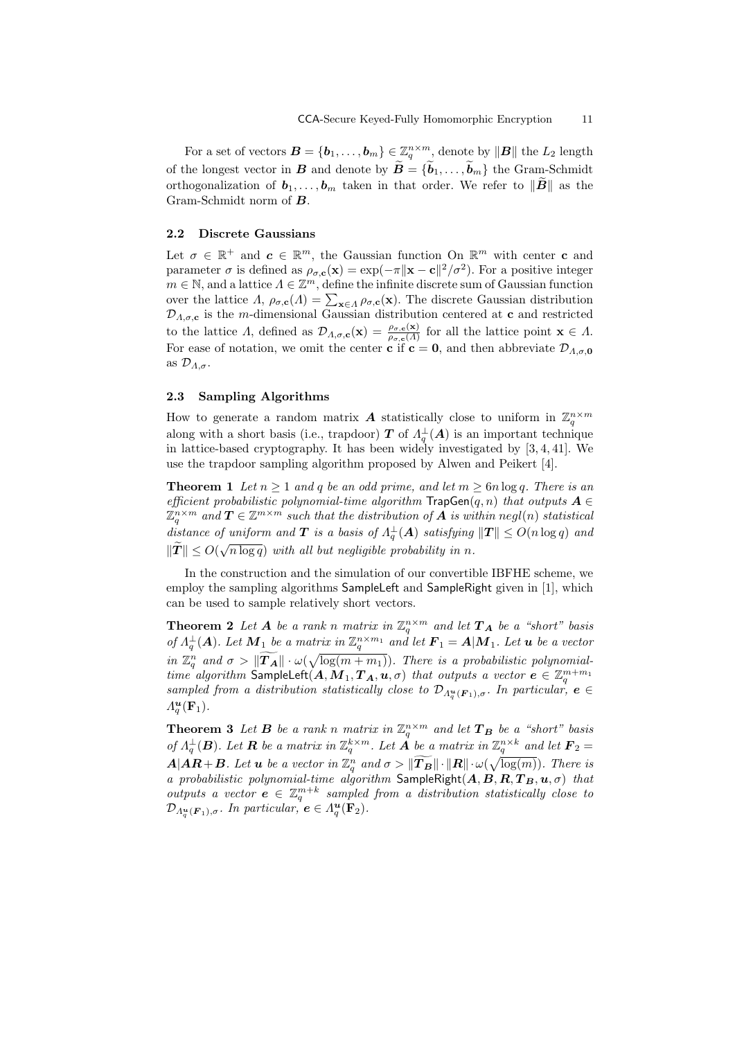For a set of vectors $\boldsymbol{B} = \{\boldsymbol{b}_1, \ldots, \boldsymbol{b}_m\} \in \mathbb{Z}_q^{n \times m}$, denote by $\|\boldsymbol{B}\|$ the $L_2$ length of the longest vector in $\boldsymbol{B}$ and denote by $\widetilde{\boldsymbol{B}} = \{\widetilde{\boldsymbol{b}}_1, \ldots, \widetilde{\boldsymbol{b}}_m\}$ the Gram-Schmidt orthogonalization of $\boldsymbol{b}_1, \ldots, \boldsymbol{b}_m$ taken in that order. We refer to $\|\widetilde{\boldsymbol{B}}\|$ as the Gram-Schmidt norm of $\boldsymbol{B}$.

### 2.2 Discrete Gaussians

Let $\sigma \in \mathbb{R}^+$ and $\boldsymbol{c} \in \mathbb{R}^m$, the Gaussian function On $\mathbb{R}^m$ with center $\mathbf{c}$ and parameter $\sigma$ is defined as $\rho_{\sigma,\mathbf{c}}(\mathbf{x}) = \exp(-\pi\|\mathbf{x} - \mathbf{c}\|^2/\sigma^2)$. For a positive integer $m \in \mathbb{N}$, and a lattice $\Lambda \in \mathbb{Z}^m$, define the infinite discrete sum of Gaussian function over the lattice $\Lambda$, $\rho_{\sigma,\mathbf{c}}(\Lambda) = \sum_{\mathbf{x} \in \Lambda} \rho_{\sigma,\mathbf{c}}(\mathbf{x})$. The discrete Gaussian distribution $\mathcal{D}_{\Lambda,\sigma,\mathbf{c}}$ is the $m$-dimensional Gaussian distribution centered at $\mathbf{c}$ and restricted to the lattice $\Lambda$, defined as $\mathcal{D}_{\Lambda,\sigma,\mathbf{c}}(\mathbf{x}) = \frac{\rho_{\sigma,\mathbf{c}}(\mathbf{x})}{\rho_{\sigma,\mathbf{c}}(\Lambda)}$ for all the lattice point $\mathbf{x} \in \Lambda$. For ease of notation, we omit the center $\mathbf{c}$ if $\mathbf{c} = \mathbf{0}$, and then abbreviate $\mathcal{D}_{\Lambda,\sigma,\mathbf{0}}$ as $\mathcal{D}_{\Lambda,\sigma}$.

### 2.3 Sampling Algorithms

How to generate a random matrix $\boldsymbol{A}$ statistically close to uniform in $\mathbb{Z}_q^{n \times m}$ along with a short basis (i.e., trapdoor) $\boldsymbol{T}$ of $\Lambda_q^{\perp}(\boldsymbol{A})$ is an important technique in lattice-based cryptography. It has been widely investigated by [3, 4, 41]. We use the trapdoor sampling algorithm proposed by Alwen and Peikert [4].

**Theorem 1** *Let $n \geq 1$ and $q$ be an odd prime, and let $m \geq 6n \log q$. There is an efficient probabilistic polynomial-time algorithm* $\mathsf{TrapGen}(q, n)$ *that outputs $\boldsymbol{A} \in \mathbb{Z}_q^{n \times m}$ and $\boldsymbol{T} \in \mathbb{Z}^{m \times m}$ such that the distribution of $\boldsymbol{A}$ is within $negl(n)$ statistical distance of uniform and $\boldsymbol{T}$ is a basis of $\Lambda_q^{\perp}(\boldsymbol{A})$ satisfying $\|\boldsymbol{T}\| \leq O(n \log q)$ and $\|\widetilde{\boldsymbol{T}}\| \leq O(\sqrt{n \log q})$ with all but negligible probability in $n$.*

In the construction and the simulation of our convertible IBFHE scheme, we employ the sampling algorithms $\mathsf{SampleLeft}$ and $\mathsf{SampleRight}$ given in [1], which can be used to sample relatively short vectors.

**Theorem 2** *Let $\boldsymbol{A}$ be a rank $n$ matrix in $\mathbb{Z}_q^{n \times m}$ and let $\boldsymbol{T}_{\boldsymbol{A}}$ be a "short" basis of $\Lambda_q^{\perp}(\boldsymbol{A})$. Let $\boldsymbol{M}_1$ be a matrix in $\mathbb{Z}_q^{n \times m_1}$ and let $\boldsymbol{F}_1 = \boldsymbol{A}|\boldsymbol{M}_1$. Let $\boldsymbol{u}$ be a vector in $\mathbb{Z}_q^n$ and $\sigma > \|\widetilde{\boldsymbol{T}_{\boldsymbol{A}}}\| \cdot \omega(\sqrt{\log(m + m_1)})$. There is a probabilistic polynomial-time algorithm* $\mathsf{SampleLeft}(\boldsymbol{A}, \boldsymbol{M}_1, \boldsymbol{T}_{\boldsymbol{A}}, \boldsymbol{u}, \sigma)$ *that outputs a vector $\boldsymbol{e} \in \mathbb{Z}_q^{m+m_1}$ sampled from a distribution statistically close to $\mathcal{D}_{\Lambda_q^{\boldsymbol{u}}(\boldsymbol{F}_1),\sigma}$. In particular, $\boldsymbol{e} \in \Lambda_q^{\boldsymbol{u}}(\mathbf{F}_1)$.*

**Theorem 3** *Let $\boldsymbol{B}$ be a rank $n$ matrix in $\mathbb{Z}_q^{n \times m}$ and let $\boldsymbol{T}_{\boldsymbol{B}}$ be a "short" basis of $\Lambda_q^{\perp}(\boldsymbol{B})$. Let $\boldsymbol{R}$ be a matrix in $\mathbb{Z}_q^{k \times m}$. Let $\boldsymbol{A}$ be a matrix in $\mathbb{Z}_q^{n \times k}$ and let $\boldsymbol{F}_2 = \boldsymbol{A}|\boldsymbol{A}\boldsymbol{R} + \boldsymbol{B}$. Let $\boldsymbol{u}$ be a vector in $\mathbb{Z}_q^n$ and $\sigma > \|\widetilde{\boldsymbol{T}_{\boldsymbol{B}}}\| \cdot \|\boldsymbol{R}\| \cdot \omega(\sqrt{\log(m)})$. There is a probabilistic polynomial-time algorithm* $\mathsf{SampleRight}(\boldsymbol{A}, \boldsymbol{B}, \boldsymbol{R}, \boldsymbol{T}_{\boldsymbol{B}}, \boldsymbol{u}, \sigma)$ *that outputs a vector $\boldsymbol{e} \in \mathbb{Z}_q^{m+k}$ sampled from a distribution statistically close to $\mathcal{D}_{\Lambda_q^{\boldsymbol{u}}(\boldsymbol{F}_1),\sigma}$. In particular, $\boldsymbol{e} \in \Lambda_q^{\boldsymbol{u}}(\mathbf{F}_2)$.*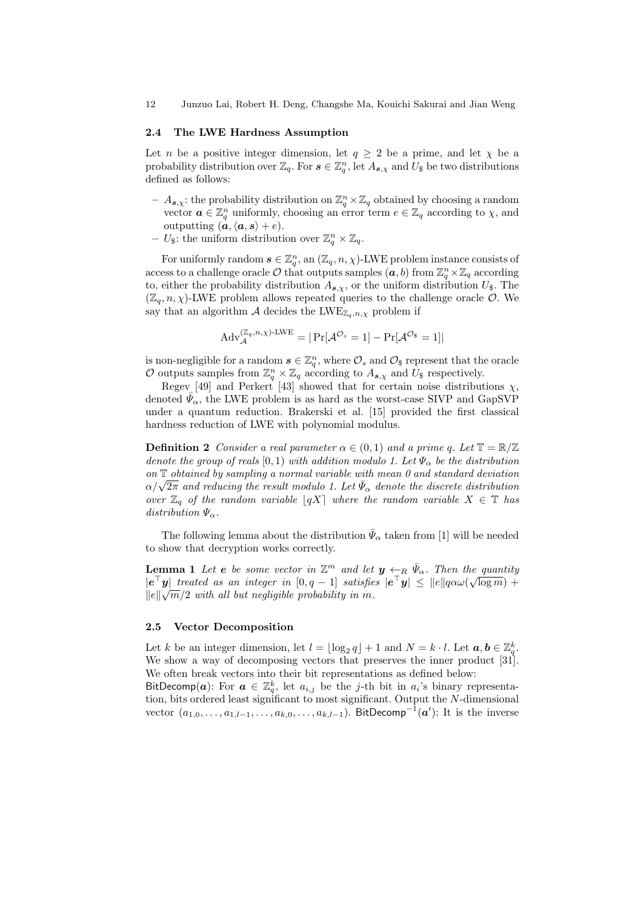### 2.4 The LWE Hardness Assumption

Let $n$ be a positive integer dimension, let $q \geq 2$ be a prime, and let $\chi$ be a probability distribution over $\mathbb{Z}_q$. For $\boldsymbol{s} \in \mathbb{Z}_q^n$, let $A_{\boldsymbol{s},\chi}$ and $U_\$$ be two distributions defined as follows:

- $A_{\boldsymbol{s},\chi}$: the probability distribution on $\mathbb{Z}_q^n \times \mathbb{Z}_q$ obtained by choosing a random vector $\boldsymbol{a} \in \mathbb{Z}_q^n$ uniformly, choosing an error term $e \in \mathbb{Z}_q$ according to $\chi$, and outputting $(\boldsymbol{a}, \langle \boldsymbol{a}, \boldsymbol{s} \rangle + e)$.
- $U_\$$: the uniform distribution over $\mathbb{Z}_q^n \times \mathbb{Z}_q$.

For uniformly random $\boldsymbol{s} \in \mathbb{Z}_q^n$, an $(\mathbb{Z}_q, n, \chi)$-LWE problem instance consists of access to a challenge oracle $\mathcal{O}$ that outputs samples $(\boldsymbol{a}, b)$ from $\mathbb{Z}_q^n \times \mathbb{Z}_q$ according to, either the probability distribution $A_{\boldsymbol{s},\chi}$, or the uniform distribution $U_\$$. The $(\mathbb{Z}_q, n, \chi)$-LWE problem allows repeated queries to the challenge oracle $\mathcal{O}$. We say that an algorithm $\mathcal{A}$ decides the $\text{LWE}_{\mathbb{Z}_q,n,\chi}$ problem if

$$\text{Adv}_{\mathcal{A}}^{(\mathbb{Z}_q,n,\chi)\text{-LWE}} = |\Pr[\mathcal{A}^{\mathcal{O}_s} = 1] - \Pr[\mathcal{A}^{\mathcal{O}_\$} = 1]|$$

is non-negligible for a random $\boldsymbol{s} \in \mathbb{Z}_q^n$, where $\mathcal{O}_s$ and $\mathcal{O}_\$$ represent that the oracle $\mathcal{O}$ outputs samples from $\mathbb{Z}_q^n \times \mathbb{Z}_q$ according to $A_{\boldsymbol{s},\chi}$ and $U_\$$ respectively.

Regev [49] and Perkert [43] showed that for certain noise distributions $\chi$, denoted $\bar{\Psi}_\alpha$, the LWE problem is as hard as the worst-case SIVP and GapSVP under a quantum reduction. Brakerski et al. [15] provided the first classical hardness reduction of LWE with polynomial modulus.

**Definition 2** *Consider a real parameter $\alpha \in (0,1)$ and a prime $q$. Let $\mathbb{T} = \mathbb{R}/\mathbb{Z}$ denote the group of reals $[0,1)$ with addition modulo 1. Let $\Psi_\alpha$ be the distribution on $\mathbb{T}$ obtained by sampling a normal variable with mean 0 and standard deviation $\alpha/\sqrt{2\pi}$ and reducing the result modulo 1. Let $\bar{\Psi}_\alpha$ denote the discrete distribution over $\mathbb{Z}_q$ of the random variable $\lfloor qX \rceil$ where the random variable $X \in \mathbb{T}$ has distribution $\Psi_\alpha$.*

The following lemma about the distribution $\bar{\Psi}_\alpha$ taken from [1] will be needed to show that decryption works correctly.

**Lemma 1** *Let $\boldsymbol{e}$ be some vector in $\mathbb{Z}^m$ and let $\boldsymbol{y} \leftarrow_R \bar{\Psi}_\alpha$. Then the quantity $|\boldsymbol{e}^\top \boldsymbol{y}|$ treated as an integer in $[0, q-1]$ satisfies $|\boldsymbol{e}^\top \boldsymbol{y}| \leq \|e\| q\alpha\omega(\sqrt{\log m}) + \|e\|\sqrt{m}/2$ with all but negligible probability in $m$.*

### 2.5 Vector Decomposition

Let $k$ be an integer dimension, let $l = \lfloor \log_2 q \rfloor + 1$ and $N = k \cdot l$. Let $\boldsymbol{a}, \boldsymbol{b} \in \mathbb{Z}_q^k$. We show a way of decomposing vectors that preserves the inner product [31]. We often break vectors into their bit representations as defined below:

$\mathsf{BitDecomp}(\boldsymbol{a})$: For $\boldsymbol{a} \in \mathbb{Z}_q^k$, let $a_{i,j}$ be the $j$-th bit in $a_i$'s binary representation, bits ordered least significant to most significant. Output the $N$-dimensional vector $(a_{1,0}, \ldots, a_{1,l-1}, \ldots, a_{k,0}, \ldots, a_{k,l-1})$. $\mathsf{BitDecomp}^{-1}(\boldsymbol{a}')$: It is the inverse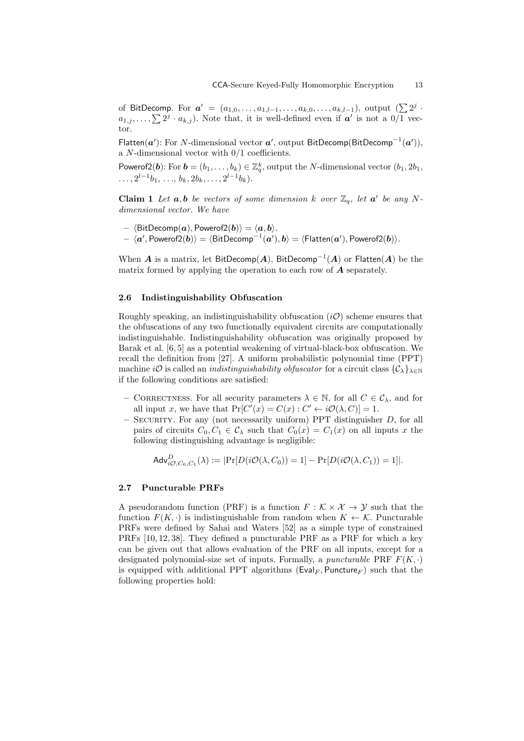of $\mathsf{BitDecomp}$. For $\boldsymbol{a}' = (a_{1,0}, \ldots, a_{1,l-1}, \ldots, a_{k,0}, \ldots, a_{k,l-1})$, output $(\sum 2^j \cdot a_{1,j}, \ldots, \sum 2^j \cdot a_{k,j})$. Note that, it is well-defined even if $\boldsymbol{a}'$ is not a 0/1 vector.

$\mathsf{Flatten}(\boldsymbol{a}')$: For $N$-dimensional vector $\boldsymbol{a}'$, output $\mathsf{BitDecomp}(\mathsf{BitDecomp}^{-1}(\boldsymbol{a}'))$, a $N$-dimensional vector with $0/1$ coefficients.

$\mathsf{Powerof2}(\boldsymbol{b})$: For $\boldsymbol{b} = (b_1, \ldots, b_k) \in \mathbb{Z}_q^k$, output the $N$-dimensional vector $(b_1, 2b_1, \ldots, 2^{l-1}b_1, \ldots, b_k, 2b_k, \ldots, 2^{l-1}b_k)$.

**Claim 1** *Let $\boldsymbol{a}, \boldsymbol{b}$ be vectors of some dimension $k$ over $\mathbb{Z}_q$, let $\boldsymbol{a}'$ be any $N$-dimensional vector. We have*

- $\langle \mathsf{BitDecomp}(\boldsymbol{a}), \mathsf{Powerof2}(\boldsymbol{b}) \rangle = \langle \boldsymbol{a}, \boldsymbol{b} \rangle$.
- $\langle \boldsymbol{a}', \mathsf{Powerof2}(\boldsymbol{b}) \rangle = \langle \mathsf{BitDecomp}^{-1}(\boldsymbol{a}'), \boldsymbol{b} \rangle = \langle \mathsf{Flatten}(\boldsymbol{a}'), \mathsf{Powerof2}(\boldsymbol{b}) \rangle$.

When $\boldsymbol{A}$ is a matrix, let $\mathsf{BitDecomp}(\boldsymbol{A})$, $\mathsf{BitDecomp}^{-1}(\boldsymbol{A})$ or $\mathsf{Flatten}(\boldsymbol{A})$ be the matrix formed by applying the operation to each row of $\boldsymbol{A}$ separately.

### 2.6 Indistinguishability Obfuscation

Roughly speaking, an indistinguishability obfuscation ($i\mathcal{O}$) scheme ensures that the obfuscations of any two functionally equivalent circuits are computationally indistinguishable. Indistinguishability obfuscation was originally proposed by Barak et al. [6, 5] as a potential weakening of virtual-black-box obfuscation. We recall the definition from [27]. A uniform probabilistic polynomial time (PPT) machine $i\mathcal{O}$ is called an *indistinguishability obfuscator* for a circuit class $\{\mathcal{C}_\lambda\}_{\lambda \in \mathbb{N}}$ if the following conditions are satisfied:

- Correctness. For all security parameters $\lambda \in \mathbb{N}$, for all $C \in \mathcal{C}_\lambda$, and for all input $x$, we have that $\Pr[C'(x) = C(x) : C' \leftarrow i\mathcal{O}(\lambda, C)] = 1$.
- Security. For any (not necessarily uniform) PPT distinguisher $D$, for all pairs of circuits $C_0, C_1 \in \mathcal{C}_\lambda$ such that $C_0(x) = C_1(x)$ on all inputs $x$ the following distinguishing advantage is negligible:

$$\mathsf{Adv}^D_{i\mathcal{O}, C_0, C_1}(\lambda) := |\Pr[D(i\mathcal{O}(\lambda, C_0)) = 1] - \Pr[D(i\mathcal{O}(\lambda, C_1)) = 1]|.$$

### 2.7 Puncturable PRFs

A pseudorandom function (PRF) is a function $F : \mathcal{K} \times \mathcal{X} \to \mathcal{Y}$ such that the function $F(K, \cdot)$ is indistinguishable from random when $K \leftarrow \mathcal{K}$. Puncturable PRFs were defined by Sahai and Waters [52] as a simple type of constrained PRFs [10, 12, 38]. They defined a puncturable PRF as a PRF for which a key can be given out that allows evaluation of the PRF on all inputs, except for a designated polynomial-size set of inputs. Formally, a *puncturable* PRF $F(K, \cdot)$ is equipped with additional PPT algorithms $(\mathsf{Eval}_F, \mathsf{Puncture}_F)$ such that the following properties hold: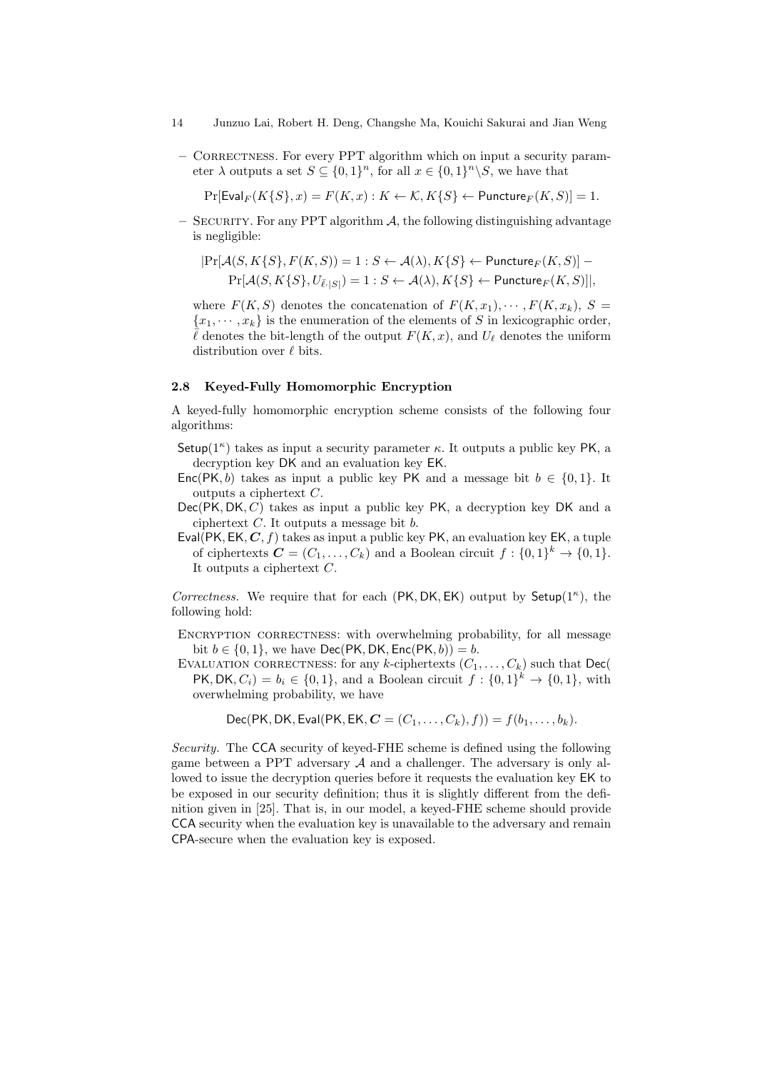– CORRECTNESS. For every PPT algorithm which on input a security parameter $\lambda$ outputs a set $S \subseteq \{0,1\}^n$, for all $x \in \{0,1\}^n \backslash S$, we have that

$$\Pr[\mathsf{Eval}_F(K\{S\}, x) = F(K, x) : K \leftarrow \mathcal{K}, K\{S\} \leftarrow \mathsf{Puncture}_F(K, S)] = 1.$$

– SECURITY. For any PPT algorithm $\mathcal{A}$, the following distinguishing advantage is negligible:

$$|\Pr[\mathcal{A}(S, K\{S\}, F(K, S)) = 1 : S \leftarrow \mathcal{A}(\lambda), K\{S\} \leftarrow \mathsf{Puncture}_F(K, S)] - \Pr[\mathcal{A}(S, K\{S\}, U_{\ell \cdot |S|}) = 1 : S \leftarrow \mathcal{A}(\lambda), K\{S\} \leftarrow \mathsf{Puncture}_F(K, S)]|,$$

where $F(K, S)$ denotes the concatenation of $F(K, x_1), \cdots, F(K, x_k)$, $S = \{x_1, \cdots, x_k\}$ is the enumeration of the elements of $S$ in lexicographic order, $\ell$ denotes the bit-length of the output $F(K, x)$, and $U_\ell$ denotes the uniform distribution over $\ell$ bits.

### 2.8 Keyed-Fully Homomorphic Encryption

A keyed-fully homomorphic encryption scheme consists of the following four algorithms:

$\mathsf{Setup}(1^\kappa)$ takes as input a security parameter $\kappa$. It outputs a public key $\mathsf{PK}$, a decryption key $\mathsf{DK}$ and an evaluation key $\mathsf{EK}$.

$\mathsf{Enc}(\mathsf{PK}, b)$ takes as input a public key $\mathsf{PK}$ and a message bit $b \in \{0,1\}$. It outputs a ciphertext $C$.

$\mathsf{Dec}(\mathsf{PK}, \mathsf{DK}, C)$ takes as input a public key $\mathsf{PK}$, a decryption key $\mathsf{DK}$ and a ciphertext $C$. It outputs a message bit $b$.

$\mathsf{Eval}(\mathsf{PK}, \mathsf{EK}, \boldsymbol{C}, f)$ takes as input a public key $\mathsf{PK}$, an evaluation key $\mathsf{EK}$, a tuple of ciphertexts $\boldsymbol{C} = (C_1, \ldots, C_k)$ and a Boolean circuit $f : \{0,1\}^k \rightarrow \{0,1\}$. It outputs a ciphertext $C$.

*Correctness.* We require that for each $(\mathsf{PK}, \mathsf{DK}, \mathsf{EK})$ output by $\mathsf{Setup}(1^\kappa)$, the following hold:

ENCRYPTION CORRECTNESS: with overwhelming probability, for all message bit $b \in \{0,1\}$, we have $\mathsf{Dec}(\mathsf{PK}, \mathsf{DK}, \mathsf{Enc}(\mathsf{PK}, b)) = b$.

EVALUATION CORRECTNESS: for any $k$-ciphertexts $(C_1, \ldots, C_k)$ such that $\mathsf{Dec}(\mathsf{PK}, \mathsf{DK}, C_i) = b_i \in \{0,1\}$, and a Boolean circuit $f : \{0,1\}^k \rightarrow \{0,1\}$, with overwhelming probability, we have

$$\mathsf{Dec}(\mathsf{PK}, \mathsf{DK}, \mathsf{Eval}(\mathsf{PK}, \mathsf{EK}, \boldsymbol{C} = (C_1, \ldots, C_k), f)) = f(b_1, \ldots, b_k).$$

*Security.* The $\mathsf{CCA}$ security of keyed-FHE scheme is defined using the following game between a PPT adversary $\mathcal{A}$ and a challenger. The adversary is only allowed to issue the decryption queries before it requests the evaluation key $\mathsf{EK}$ to be exposed in our security definition; thus it is slightly different from the definition given in [25]. That is, in our model, a keyed-FHE scheme should provide $\mathsf{CCA}$ security when the evaluation key is unavailable to the adversary and remain $\mathsf{CPA}$-secure when the evaluation key is exposed.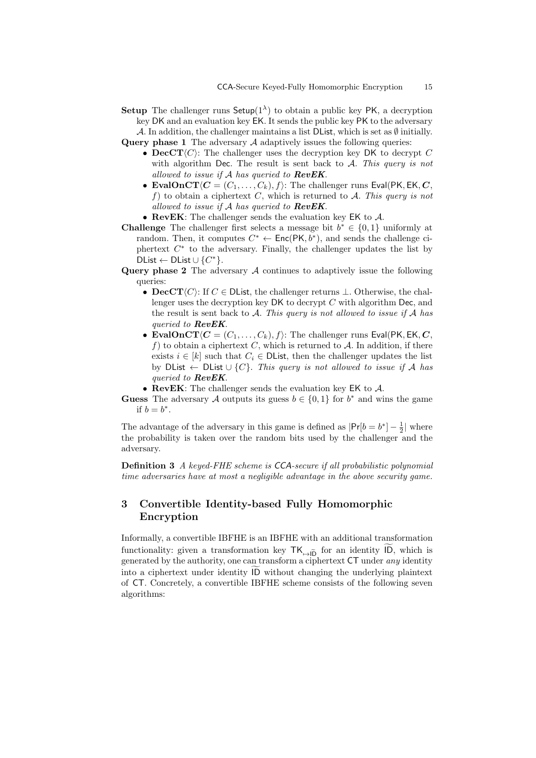**Setup** The challenger runs $\mathsf{Setup}(1^\lambda)$ to obtain a public key $\mathsf{PK}$, a decryption key $\mathsf{DK}$ and an evaluation key $\mathsf{EK}$. It sends the public key $\mathsf{PK}$ to the adversary $\mathcal{A}$. In addition, the challenger maintains a list $\mathsf{DList}$, which is set as $\emptyset$ initially.

**Query phase 1** The adversary $\mathcal{A}$ adaptively issues the following queries:

- **DecCT**$\langle C \rangle$: The challenger uses the decryption key $\mathsf{DK}$ to decrypt $C$ with algorithm $\mathsf{Dec}$. The result is sent back to $\mathcal{A}$. *This query is not allowed to issue if $\mathcal{A}$ has queried to **RevEK**.*
- **EvalOnCT**$\langle \boldsymbol{C} = (C_1, \ldots, C_k), f \rangle$: The challenger runs $\mathsf{Eval}(\mathsf{PK}, \mathsf{EK}, \boldsymbol{C}, f)$ to obtain a ciphertext $C$, which is returned to $\mathcal{A}$. *This query is not allowed to issue if $\mathcal{A}$ has queried to **RevEK**.*
- **RevEK**: The challenger sends the evaluation key $\mathsf{EK}$ to $\mathcal{A}$.

**Challenge** The challenger first selects a message bit $b^* \in \{0, 1\}$ uniformly at random. Then, it computes $C^* \leftarrow \mathsf{Enc}(\mathsf{PK}, b^*)$, and sends the challenge ciphertext $C^*$ to the adversary. Finally, the challenger updates the list by $\mathsf{DList} \leftarrow \mathsf{DList} \cup \{C^*\}$.

**Query phase 2** The adversary $\mathcal{A}$ continues to adaptively issue the following queries:

- **DecCT**$\langle C \rangle$: If $C \in \mathsf{DList}$, the challenger returns $\perp$. Otherwise, the challenger uses the decryption key $\mathsf{DK}$ to decrypt $C$ with algorithm $\mathsf{Dec}$, and the result is sent back to $\mathcal{A}$. *This query is not allowed to issue if $\mathcal{A}$ has queried to **RevEK**.*
- **EvalOnCT**$\langle \boldsymbol{C} = (C_1, \ldots, C_k), f \rangle$: The challenger runs $\mathsf{Eval}(\mathsf{PK}, \mathsf{EK}, \boldsymbol{C}, f)$ to obtain a ciphertext $C$, which is returned to $\mathcal{A}$. In addition, if there exists $i \in [k]$ such that $C_i \in \mathsf{DList}$, then the challenger updates the list by $\mathsf{DList} \leftarrow \mathsf{DList} \cup \{C\}$. *This query is not allowed to issue if $\mathcal{A}$ has queried to **RevEK**.*
- **RevEK**: The challenger sends the evaluation key $\mathsf{EK}$ to $\mathcal{A}$.

**Guess** The adversary $\mathcal{A}$ outputs its guess $b \in \{0, 1\}$ for $b^*$ and wins the game if $b = b^*$.

The advantage of the adversary in this game is defined as $|\Pr[b = b^*] - \frac{1}{2}|$ where the probability is taken over the random bits used by the challenger and the adversary.

**Definition 3** *A keyed-FHE scheme is* CCA*-secure if all probabilistic polynomial time adversaries have at most a negligible advantage in the above security game.*

## 3 Convertible Identity-based Fully Homomorphic Encryption

Informally, a convertible IBFHE is an IBFHE with an additional transformation functionality: given a transformation key $\mathsf{TK}_{\mapsto\widetilde{\mathsf{ID}}}$ for an identity $\widetilde{\mathsf{ID}}$, which is generated by the authority, one can transform a ciphertext $\mathsf{CT}$ under *any* identity into a ciphertext under identity $\widetilde{\mathsf{ID}}$ without changing the underlying plaintext of $\mathsf{CT}$. Concretely, a convertible IBFHE scheme consists of the following seven algorithms: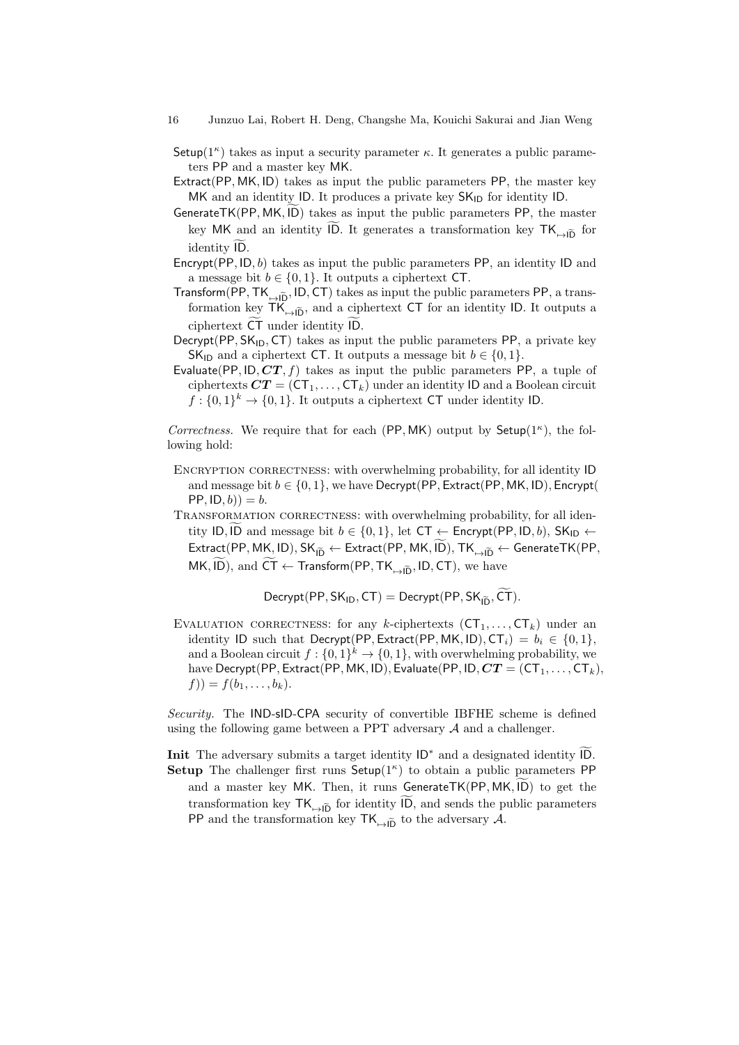$\mathsf{Setup}(1^\kappa)$ takes as input a security parameter $\kappa$. It generates a public parameters $\mathsf{PP}$ and a master key $\mathsf{MK}$.

$\mathsf{Extract}(\mathsf{PP}, \mathsf{MK}, \mathsf{ID})$ takes as input the public parameters $\mathsf{PP}$, the master key $\mathsf{MK}$ and an identity $\mathsf{ID}$. It produces a private key $\mathsf{SK}_{\mathsf{ID}}$ for identity $\mathsf{ID}$.

$\mathsf{GenerateTK}(\mathsf{PP}, \mathsf{MK}, \widetilde{\mathsf{ID}})$ takes as input the public parameters $\mathsf{PP}$, the master key $\mathsf{MK}$ and an identity $\widetilde{\mathsf{ID}}$. It generates a transformation key $\mathsf{TK}_{\mapsto \widetilde{\mathsf{ID}}}$ for identity $\widetilde{\mathsf{ID}}$.

$\mathsf{Encrypt}(\mathsf{PP}, \mathsf{ID}, b)$ takes as input the public parameters $\mathsf{PP}$, an identity $\mathsf{ID}$ and a message bit $b \in \{0, 1\}$. It outputs a ciphertext $\mathsf{CT}$.

$\mathsf{Transform}(\mathsf{PP}, \mathsf{TK}_{\mapsto \widetilde{\mathsf{ID}}}, \mathsf{ID}, \mathsf{CT})$ takes as input the public parameters $\mathsf{PP}$, a transformation key $\mathsf{TK}_{\mapsto \widetilde{\mathsf{ID}}}$, and a ciphertext $\mathsf{CT}$ for an identity $\mathsf{ID}$. It outputs a ciphertext $\widetilde{\mathsf{CT}}$ under identity $\widetilde{\mathsf{ID}}$.

$\mathsf{Decrypt}(\mathsf{PP}, \mathsf{SK}_{\mathsf{ID}}, \mathsf{CT})$ takes as input the public parameters $\mathsf{PP}$, a private key $\mathsf{SK}_{\mathsf{ID}}$ and a ciphertext $\mathsf{CT}$. It outputs a message bit $b \in \{0, 1\}$.

$\mathsf{Evaluate}(\mathsf{PP}, \mathsf{ID}, \boldsymbol{CT}, f)$ takes as input the public parameters $\mathsf{PP}$, a tuple of ciphertexts $\boldsymbol{CT} = (\mathsf{CT}_1, \ldots, \mathsf{CT}_k)$ under an identity $\mathsf{ID}$ and a Boolean circuit $f : \{0, 1\}^k \to \{0, 1\}$. It outputs a ciphertext $\mathsf{CT}$ under identity $\mathsf{ID}$.

*Correctness.* We require that for each $(\mathsf{PP}, \mathsf{MK})$ output by $\mathsf{Setup}(1^\kappa)$, the following hold:

- Encryption correctness: with overwhelming probability, for all identity $\mathsf{ID}$ and message bit $b \in \{0, 1\}$, we have $\mathsf{Decrypt}(\mathsf{PP}, \mathsf{Extract}(\mathsf{PP}, \mathsf{MK}, \mathsf{ID}), \mathsf{Encrypt}(\mathsf{PP}, \mathsf{ID}, b)) = b$.
- Transformation correctness: with overwhelming probability, for all identity $\mathsf{ID}, \widetilde{\mathsf{ID}}$ and message bit $b \in \{0, 1\}$, let $\mathsf{CT} \leftarrow \mathsf{Encrypt}(\mathsf{PP}, \mathsf{ID}, b)$, $\mathsf{SK}_{\mathsf{ID}} \leftarrow \mathsf{Extract}(\mathsf{PP}, \mathsf{MK}, \mathsf{ID})$, $\mathsf{SK}_{\widetilde{\mathsf{ID}}} \leftarrow \mathsf{Extract}(\mathsf{PP}, \mathsf{MK}, \widetilde{\mathsf{ID}})$, $\mathsf{TK}_{\mapsto \widetilde{\mathsf{ID}}} \leftarrow \mathsf{GenerateTK}(\mathsf{PP}, \mathsf{MK}, \widetilde{\mathsf{ID}})$, and $\widetilde{\mathsf{CT}} \leftarrow \mathsf{Transform}(\mathsf{PP}, \mathsf{TK}_{\mapsto \widetilde{\mathsf{ID}}}, \mathsf{ID}, \mathsf{CT})$, we have
$$\mathsf{Decrypt}(\mathsf{PP}, \mathsf{SK}_{\mathsf{ID}}, \mathsf{CT}) = \mathsf{Decrypt}(\mathsf{PP}, \mathsf{SK}_{\widetilde{\mathsf{ID}}}, \widetilde{\mathsf{CT}}).$$
- Evaluation correctness: for any $k$-ciphertexts $(\mathsf{CT}_1, \ldots, \mathsf{CT}_k)$ under an identity $\mathsf{ID}$ such that $\mathsf{Decrypt}(\mathsf{PP}, \mathsf{Extract}(\mathsf{PP}, \mathsf{MK}, \mathsf{ID}), \mathsf{CT}_i) = b_i \in \{0, 1\}$, and a Boolean circuit $f : \{0, 1\}^k \to \{0, 1\}$, with overwhelming probability, we have $\mathsf{Decrypt}(\mathsf{PP}, \mathsf{Extract}(\mathsf{PP}, \mathsf{MK}, \mathsf{ID}), \mathsf{Evaluate}(\mathsf{PP}, \mathsf{ID}, \boldsymbol{CT} = (\mathsf{CT}_1, \ldots, \mathsf{CT}_k), f)) = f(b_1, \ldots, b_k)$.

*Security.* The IND-sID-CPA security of convertible IBFHE scheme is defined using the following game between a PPT adversary $\mathcal{A}$ and a challenger.

**Init** The adversary submits a target identity $\mathsf{ID}^*$ and a designated identity $\widetilde{\mathsf{ID}}$.

**Setup** The challenger first runs $\mathsf{Setup}(1^\kappa)$ to obtain a public parameters $\mathsf{PP}$ and a master key $\mathsf{MK}$. Then, it runs $\mathsf{GenerateTK}(\mathsf{PP}, \mathsf{MK}, \widetilde{\mathsf{ID}})$ to get the transformation key $\mathsf{TK}_{\mapsto \widetilde{\mathsf{ID}}}$ for identity $\widetilde{\mathsf{ID}}$, and sends the public parameters $\mathsf{PP}$ and the transformation key $\mathsf{TK}_{\mapsto \widetilde{\mathsf{ID}}}$ to the adversary $\mathcal{A}$.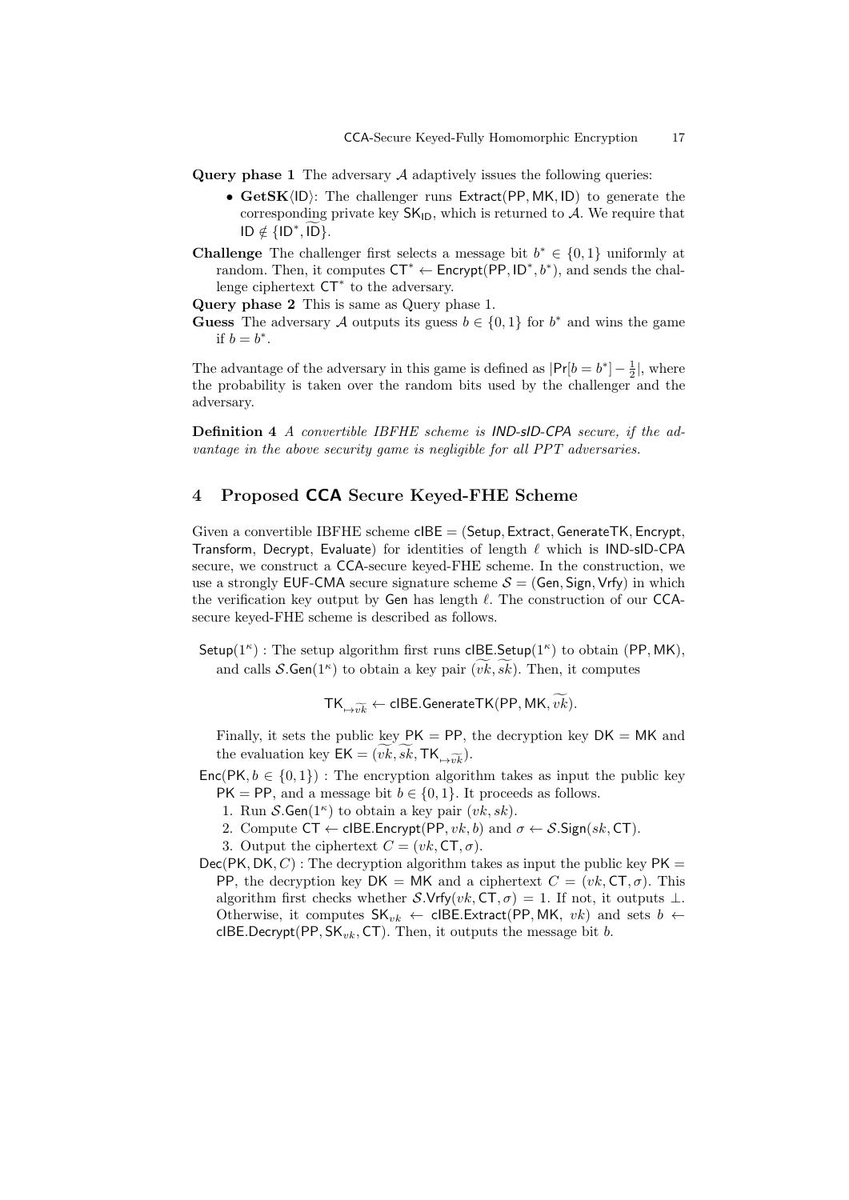**Query phase 1** The adversary $\mathcal{A}$ adaptively issues the following queries:

- **GetSK**$\langle \mathsf{ID} \rangle$: The challenger runs $\mathsf{Extract}(\mathsf{PP}, \mathsf{MK}, \mathsf{ID})$ to generate the corresponding private key $\mathsf{SK}_{\mathsf{ID}}$, which is returned to $\mathcal{A}$. We require that $\mathsf{ID} \notin \{\mathsf{ID}^*, \widetilde{\mathsf{ID}}\}$.

**Challenge** The challenger first selects a message bit $b^* \in \{0, 1\}$ uniformly at random. Then, it computes $\mathsf{CT}^* \leftarrow \mathsf{Encrypt}(\mathsf{PP}, \mathsf{ID}^*, b^*)$, and sends the challenge ciphertext $\mathsf{CT}^*$ to the adversary.

**Query phase 2** This is same as Query phase 1.

**Guess** The adversary $\mathcal{A}$ outputs its guess $b \in \{0, 1\}$ for $b^*$ and wins the game if $b = b^*$.

The advantage of the adversary in this game is defined as $|\Pr[b = b^*] - \frac{1}{2}|$, where the probability is taken over the random bits used by the challenger and the adversary.

**Definition 4** *A convertible IBFHE scheme is IND-sID-CPA secure, if the advantage in the above security game is negligible for all PPT adversaries.*

## 4 Proposed CCA Secure Keyed-FHE Scheme

Given a convertible IBFHE scheme $\mathsf{cIBE} = (\mathsf{Setup}, \mathsf{Extract}, \mathsf{GenerateTK}, \mathsf{Encrypt}, \mathsf{Transform}, \mathsf{Decrypt}, \mathsf{Evaluate})$ for identities of length $\ell$ which is IND-sID-CPA secure, we construct a CCA-secure keyed-FHE scheme. In the construction, we use a strongly EUF-CMA secure signature scheme $\mathcal{S} = (\mathsf{Gen}, \mathsf{Sign}, \mathsf{Vrfy})$ in which the verification key output by $\mathsf{Gen}$ has length $\ell$. The construction of our CCA-secure keyed-FHE scheme is described as follows.

$\mathsf{Setup}(1^\kappa)$ : The setup algorithm first runs $\mathsf{cIBE}.\mathsf{Setup}(1^\kappa)$ to obtain $(\mathsf{PP}, \mathsf{MK})$, and calls $\mathcal{S}.\mathsf{Gen}(1^\kappa)$ to obtain a key pair $(\widetilde{vk}, \widetilde{sk})$. Then, it computes

$$\mathsf{TK}_{\mapsto \widetilde{vk}} \leftarrow \mathsf{cIBE}.\mathsf{GenerateTK}(\mathsf{PP}, \mathsf{MK}, \widetilde{vk}).$$

Finally, it sets the public key $\mathsf{PK} = \mathsf{PP}$, the decryption key $\mathsf{DK} = \mathsf{MK}$ and the evaluation key $\mathsf{EK} = (\widetilde{vk}, \widetilde{sk}, \mathsf{TK}_{\mapsto \widetilde{vk}})$.

$\mathsf{Enc}(\mathsf{PK}, b \in \{0, 1\})$ : The encryption algorithm takes as input the public key $\mathsf{PK} = \mathsf{PP}$, and a message bit $b \in \{0, 1\}$. It proceeds as follows.

1. Run $\mathcal{S}.\mathsf{Gen}(1^\kappa)$ to obtain a key pair $(vk, sk)$.
2. Compute $\mathsf{CT} \leftarrow \mathsf{cIBE}.\mathsf{Encrypt}(\mathsf{PP}, vk, b)$ and $\sigma \leftarrow \mathcal{S}.\mathsf{Sign}(sk, \mathsf{CT})$.
3. Output the ciphertext $C = (vk, \mathsf{CT}, \sigma)$.

$\mathsf{Dec}(\mathsf{PK}, \mathsf{DK}, C)$ : The decryption algorithm takes as input the public key $\mathsf{PK} = \mathsf{PP}$, the decryption key $\mathsf{DK} = \mathsf{MK}$ and a ciphertext $C = (vk, \mathsf{CT}, \sigma)$. This algorithm first checks whether $\mathcal{S}.\mathsf{Vrfy}(vk, \mathsf{CT}, \sigma) = 1$. If not, it outputs $\perp$. Otherwise, it computes $\mathsf{SK}_{vk} \leftarrow \mathsf{cIBE}.\mathsf{Extract}(\mathsf{PP}, \mathsf{MK}, vk)$ and sets $b \leftarrow \mathsf{cIBE}.\mathsf{Decrypt}(\mathsf{PP}, \mathsf{SK}_{vk}, \mathsf{CT})$. Then, it outputs the message bit $b$.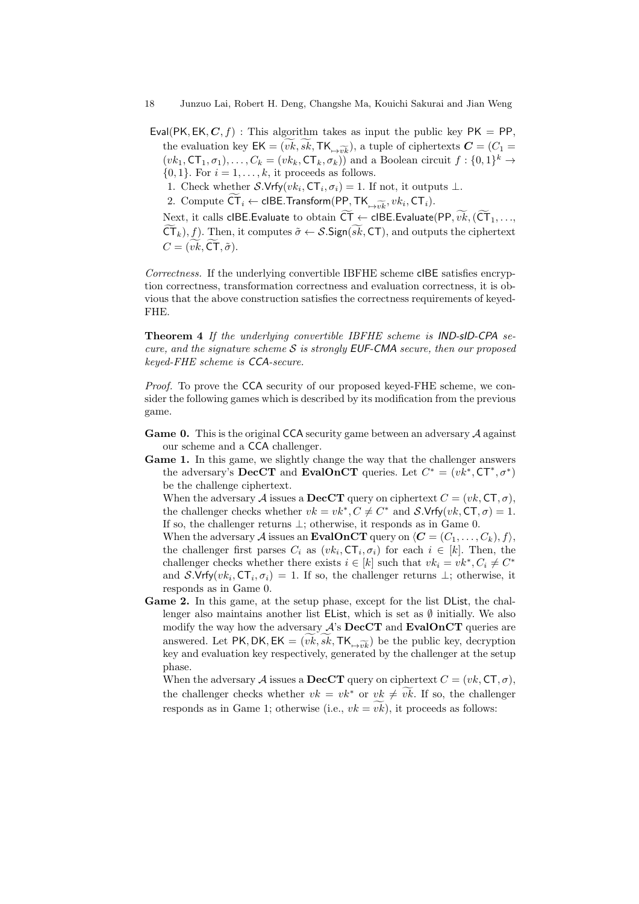$\mathsf{Eval}(\mathsf{PK}, \mathsf{EK}, \boldsymbol{C}, f)$ : This algorithm takes as input the public key $\mathsf{PK} = \mathsf{PP}$, the evaluation key $\mathsf{EK} = (\widetilde{vk}, \widetilde{sk}, \mathsf{TK}_{\mapsto \widetilde{vk}})$, a tuple of ciphertexts $\boldsymbol{C} = (C_1 = (vk_1, \mathsf{CT}_1, \sigma_1), \ldots, C_k = (vk_k, \mathsf{CT}_k, \sigma_k))$ and a Boolean circuit $f : \{0,1\}^k \to \{0,1\}$. For $i = 1, \ldots, k$, it proceeds as follows.

1. Check whether $\mathcal{S}.\mathsf{Vrfy}(vk_i, \mathsf{CT}_i, \sigma_i) = 1$. If not, it outputs $\perp$.
2. Compute $\widetilde{\mathsf{CT}}_i \leftarrow \mathsf{cIBE.Transform}(\mathsf{PP}, \mathsf{TK}_{\mapsto \widetilde{vk}}, vk_i, \mathsf{CT}_i)$.

Next, it calls $\mathsf{cIBE.Evaluate}$ to obtain $\widetilde{\mathsf{CT}} \leftarrow \mathsf{cIBE.Evaluate}(\mathsf{PP}, \widetilde{vk}, (\widetilde{\mathsf{CT}}_1, \ldots, \widetilde{\mathsf{CT}}_k), f)$. Then, it computes $\tilde{\sigma} \leftarrow \mathcal{S}.\mathsf{Sign}(\widetilde{sk}, \mathsf{CT})$, and outputs the ciphertext $C = (\widetilde{vk}, \widetilde{\mathsf{CT}}, \tilde{\sigma})$.

*Correctness.* If the underlying convertible IBFHE scheme cIBE satisfies encryption correctness, transformation correctness and evaluation correctness, it is obvious that the above construction satisfies the correctness requirements of keyed-FHE.

**Theorem 4** *If the underlying convertible IBFHE scheme is IND-sID-CPA secure, and the signature scheme $\mathcal{S}$ is strongly EUF-CMA secure, then our proposed keyed-FHE scheme is CCA-secure.*

*Proof.* To prove the CCA security of our proposed keyed-FHE scheme, we consider the following games which is described by its modification from the previous game.

**Game 0.** This is the original CCA security game between an adversary $\mathcal{A}$ against our scheme and a CCA challenger.

**Game 1.** In this game, we slightly change the way that the challenger answers the adversary's **DecCT** and **EvalOnCT** queries. Let $C^* = (vk^*, \mathsf{CT}^*, \sigma^*)$ be the challenge ciphertext.

When the adversary $\mathcal{A}$ issues a **DecCT** query on ciphertext $C = (vk, \mathsf{CT}, \sigma)$, the challenger checks whether $vk = vk^*, C \neq C^*$ and $\mathcal{S}.\mathsf{Vrfy}(vk, \mathsf{CT}, \sigma) = 1$. If so, the challenger returns $\perp$; otherwise, it responds as in Game 0.

When the adversary $\mathcal{A}$ issues an **EvalOnCT** query on $\langle \boldsymbol{C} = (C_1, \ldots, C_k), f \rangle$, the challenger first parses $C_i$ as $(vk_i, \mathsf{CT}_i, \sigma_i)$ for each $i \in [k]$. Then, the challenger checks whether there exists $i \in [k]$ such that $vk_i = vk^*, C_i \neq C^*$ and $\mathcal{S}.\mathsf{Vrfy}(vk_i, \mathsf{CT}_i, \sigma_i) = 1$. If so, the challenger returns $\perp$; otherwise, it responds as in Game 0.

**Game 2.** In this game, at the setup phase, except for the list DList, the challenger also maintains another list EList, which is set as $\emptyset$ initially. We also modify the way how the adversary $\mathcal{A}$'s **DecCT** and **EvalOnCT** queries are answered. Let $\mathsf{PK}, \mathsf{DK}, \mathsf{EK} = (\widetilde{vk}, \widetilde{sk}, \mathsf{TK}_{\mapsto \widetilde{vk}})$ be the public key, decryption key and evaluation key respectively, generated by the challenger at the setup phase.

When the adversary $\mathcal{A}$ issues a **DecCT** query on ciphertext $C = (vk, \mathsf{CT}, \sigma)$, the challenger checks whether $vk = vk^*$ or $vk \neq \widetilde{vk}$. If so, the challenger responds as in Game 1; otherwise (i.e., $vk = \widetilde{vk}$), it proceeds as follows: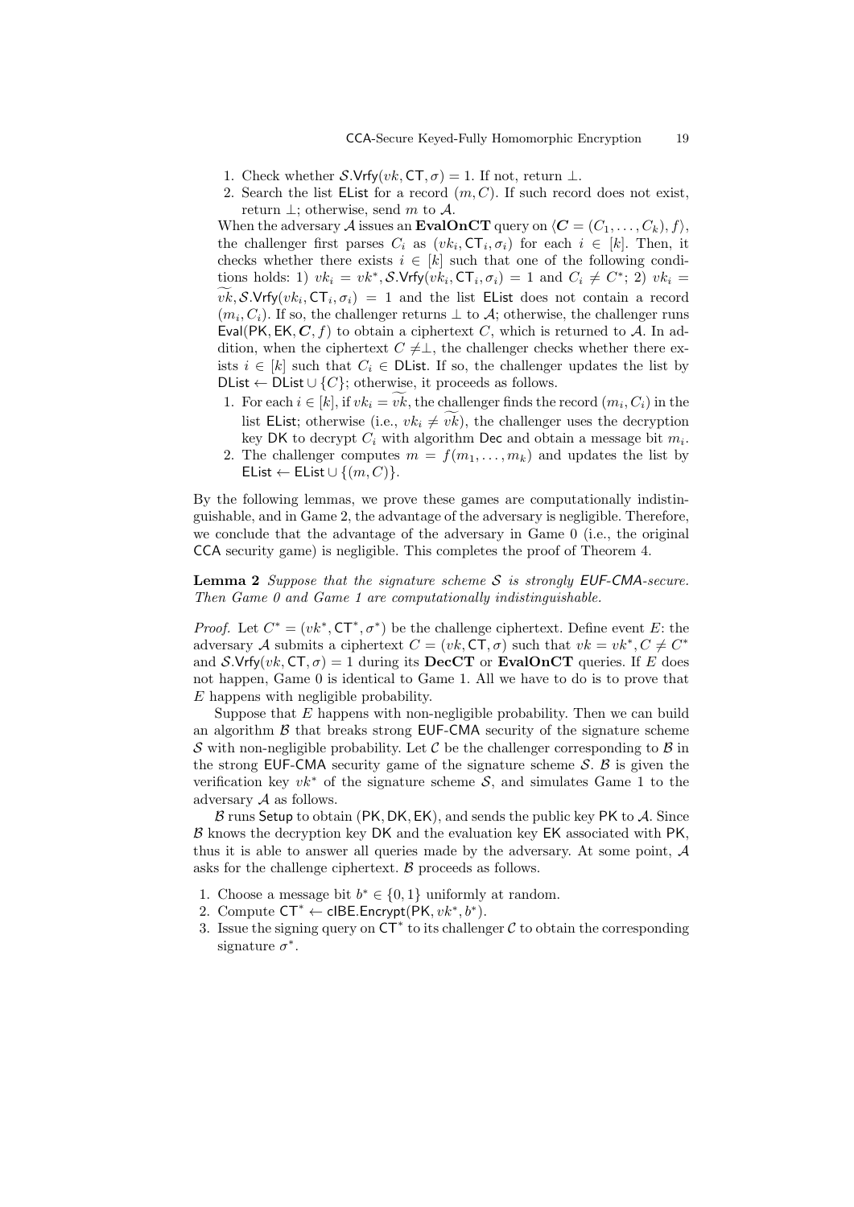1. Check whether $\mathcal{S}.\mathsf{Vrfy}(vk, \mathsf{CT}, \sigma) = 1$. If not, return $\perp$.
2. Search the list $\mathsf{EList}$ for a record $(m, C)$. If such record does not exist, return $\perp$; otherwise, send $m$ to $\mathcal{A}$.

When the adversary $\mathcal{A}$ issues an **EvalOnCT** query on $\langle \boldsymbol{C} = (C_1, \ldots, C_k), f \rangle$, the challenger first parses $C_i$ as $(vk_i, \mathsf{CT}_i, \sigma_i)$ for each $i \in [k]$. Then, it checks whether there exists $i \in [k]$ such that one of the following conditions holds: 1) $vk_i = vk^*, \mathcal{S}.\mathsf{Vrfy}(vk_i, \mathsf{CT}_i, \sigma_i) = 1$ and $C_i \neq C^*$; 2) $vk_i = \widetilde{vk}, \mathcal{S}.\mathsf{Vrfy}(vk_i, \mathsf{CT}_i, \sigma_i) = 1$ and the list $\mathsf{EList}$ does not contain a record $(m_i, C_i)$. If so, the challenger returns $\perp$ to $\mathcal{A}$; otherwise, the challenger runs $\mathsf{Eval}(\mathsf{PK}, \mathsf{EK}, \boldsymbol{C}, f)$ to obtain a ciphertext $C$, which is returned to $\mathcal{A}$. In addition, when the ciphertext $C \neq \perp$, the challenger checks whether there exists $i \in [k]$ such that $C_i \in \mathsf{DList}$. If so, the challenger updates the list by $\mathsf{DList} \leftarrow \mathsf{DList} \cup \{C\}$; otherwise, it proceeds as follows.

1. For each $i \in [k]$, if $vk_i = \widetilde{vk}$, the challenger finds the record $(m_i, C_i)$ in the list $\mathsf{EList}$; otherwise (i.e., $vk_i \neq \widetilde{vk}$), the challenger uses the decryption key $\mathsf{DK}$ to decrypt $C_i$ with algorithm $\mathsf{Dec}$ and obtain a message bit $m_i$.
2. The challenger computes $m = f(m_1, \ldots, m_k)$ and updates the list by $\mathsf{EList} \leftarrow \mathsf{EList} \cup \{(m, C)\}$.

By the following lemmas, we prove these games are computationally indistinguishable, and in Game 2, the advantage of the adversary is negligible. Therefore, we conclude that the advantage of the adversary in Game 0 (i.e., the original $\mathsf{CCA}$ security game) is negligible. This completes the proof of Theorem 4.

**Lemma 2** *Suppose that the signature scheme $\mathcal{S}$ is strongly EUF-CMA-secure. Then Game 0 and Game 1 are computationally indistinguishable.*

*Proof.* Let $C^* = (vk^*, \mathsf{CT}^*, \sigma^*)$ be the challenge ciphertext. Define event $E$: the adversary $\mathcal{A}$ submits a ciphertext $C = (vk, \mathsf{CT}, \sigma)$ such that $vk = vk^*, C \neq C^*$ and $\mathcal{S}.\mathsf{Vrfy}(vk, \mathsf{CT}, \sigma) = 1$ during its **DecCT** or **EvalOnCT** queries. If $E$ does not happen, Game 0 is identical to Game 1. All we have to do is to prove that $E$ happens with negligible probability.

Suppose that $E$ happens with non-negligible probability. Then we can build an algorithm $\mathcal{B}$ that breaks strong $\mathsf{EUF\text{-}CMA}$ security of the signature scheme $\mathcal{S}$ with non-negligible probability. Let $\mathcal{C}$ be the challenger corresponding to $\mathcal{B}$ in the strong $\mathsf{EUF\text{-}CMA}$ security game of the signature scheme $\mathcal{S}$. $\mathcal{B}$ is given the verification key $vk^*$ of the signature scheme $\mathcal{S}$, and simulates Game 1 to the adversary $\mathcal{A}$ as follows.

$\mathcal{B}$ runs $\mathsf{Setup}$ to obtain $(\mathsf{PK}, \mathsf{DK}, \mathsf{EK})$, and sends the public key $\mathsf{PK}$ to $\mathcal{A}$. Since $\mathcal{B}$ knows the decryption key $\mathsf{DK}$ and the evaluation key $\mathsf{EK}$ associated with $\mathsf{PK}$, thus it is able to answer all queries made by the adversary. At some point, $\mathcal{A}$ asks for the challenge ciphertext. $\mathcal{B}$ proceeds as follows.

1. Choose a message bit $b^* \in \{0, 1\}$ uniformly at random.
2. Compute $\mathsf{CT}^* \leftarrow \mathsf{cIBE}.\mathsf{Encrypt}(\mathsf{PK}, vk^*, b^*)$.
3. Issue the signing query on $\mathsf{CT}^*$ to its challenger $\mathcal{C}$ to obtain the corresponding signature $\sigma^*$.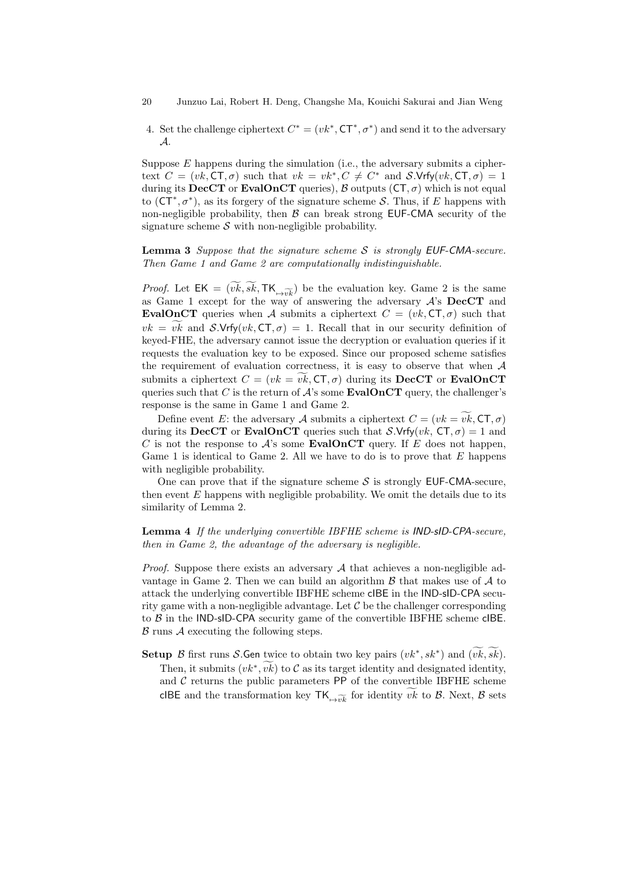4. Set the challenge ciphertext $C^* = (vk^*, \mathsf{CT}^*, \sigma^*)$ and send it to the adversary $\mathcal{A}$.

Suppose $E$ happens during the simulation (i.e., the adversary submits a ciphertext $C = (vk, \mathsf{CT}, \sigma)$ such that $vk = vk^*, C \neq C^*$ and $\mathcal{S}.\mathsf{Vrfy}(vk, \mathsf{CT}, \sigma) = 1$ during its **DecCT** or **EvalOnCT** queries), $\mathcal{B}$ outputs $(\mathsf{CT}, \sigma)$ which is not equal to $(\mathsf{CT}^*, \sigma^*)$, as its forgery of the signature scheme $\mathcal{S}$. Thus, if $E$ happens with non-negligible probability, then $\mathcal{B}$ can break strong EUF-CMA security of the signature scheme $\mathcal{S}$ with non-negligible probability.

**Lemma 3** *Suppose that the signature scheme $\mathcal{S}$ is strongly EUF-CMA-secure. Then Game 1 and Game 2 are computationally indistinguishable.*

*Proof.* Let $\mathsf{EK} = (\widetilde{vk}, \widetilde{sk}, \mathsf{TK}_{\mapsto\widetilde{vk}})$ be the evaluation key. Game 2 is the same as Game 1 except for the way of answering the adversary $\mathcal{A}$'s **DecCT** and **EvalOnCT** queries when $\mathcal{A}$ submits a ciphertext $C = (vk, \mathsf{CT}, \sigma)$ such that $vk = \widetilde{vk}$ and $\mathcal{S}.\mathsf{Vrfy}(vk, \mathsf{CT}, \sigma) = 1$. Recall that in our security definition of keyed-FHE, the adversary cannot issue the decryption or evaluation queries if it requests the evaluation key to be exposed. Since our proposed scheme satisfies the requirement of evaluation correctness, it is easy to observe that when $\mathcal{A}$ submits a ciphertext $C = (vk = \widetilde{vk}, \mathsf{CT}, \sigma)$ during its **DecCT** or **EvalOnCT** queries such that $C$ is the return of $\mathcal{A}$'s some **EvalOnCT** query, the challenger's response is the same in Game 1 and Game 2.

Define event $E$: the adversary $\mathcal{A}$ submits a ciphertext $C = (vk = \widetilde{vk}, \mathsf{CT}, \sigma)$ during its **DecCT** or **EvalOnCT** queries such that $\mathcal{S}.\mathsf{Vrfy}(vk, \mathsf{CT}, \sigma) = 1$ and $C$ is not the response to $\mathcal{A}$'s some **EvalOnCT** query. If $E$ does not happen, Game 1 is identical to Game 2. All we have to do is to prove that $E$ happens with negligible probability.

One can prove that if the signature scheme $\mathcal{S}$ is strongly EUF-CMA-secure, then event $E$ happens with negligible probability. We omit the details due to its similarity of Lemma 2.

**Lemma 4** *If the underlying convertible IBFHE scheme is IND-sID-CPA-secure, then in Game 2, the advantage of the adversary is negligible.*

*Proof.* Suppose there exists an adversary $\mathcal{A}$ that achieves a non-negligible advantage in Game 2. Then we can build an algorithm $\mathcal{B}$ that makes use of $\mathcal{A}$ to attack the underlying convertible IBFHE scheme cIBE in the IND-sID-CPA security game with a non-negligible advantage. Let $\mathcal{C}$ be the challenger corresponding to $\mathcal{B}$ in the IND-sID-CPA security game of the convertible IBFHE scheme cIBE. $\mathcal{B}$ runs $\mathcal{A}$ executing the following steps.

**Setup** $\mathcal{B}$ first runs $\mathcal{S}.\mathsf{Gen}$ twice to obtain two key pairs $(vk^*, sk^*)$ and $(\widetilde{vk}, \widetilde{sk})$. Then, it submits $(vk^*, \widetilde{vk})$ to $\mathcal{C}$ as its target identity and designated identity, and $\mathcal{C}$ returns the public parameters $\mathsf{PP}$ of the convertible IBFHE scheme cIBE and the transformation key $\mathsf{TK}_{\mapsto\widetilde{vk}}$ for identity $\widetilde{vk}$ to $\mathcal{B}$. Next, $\mathcal{B}$ sets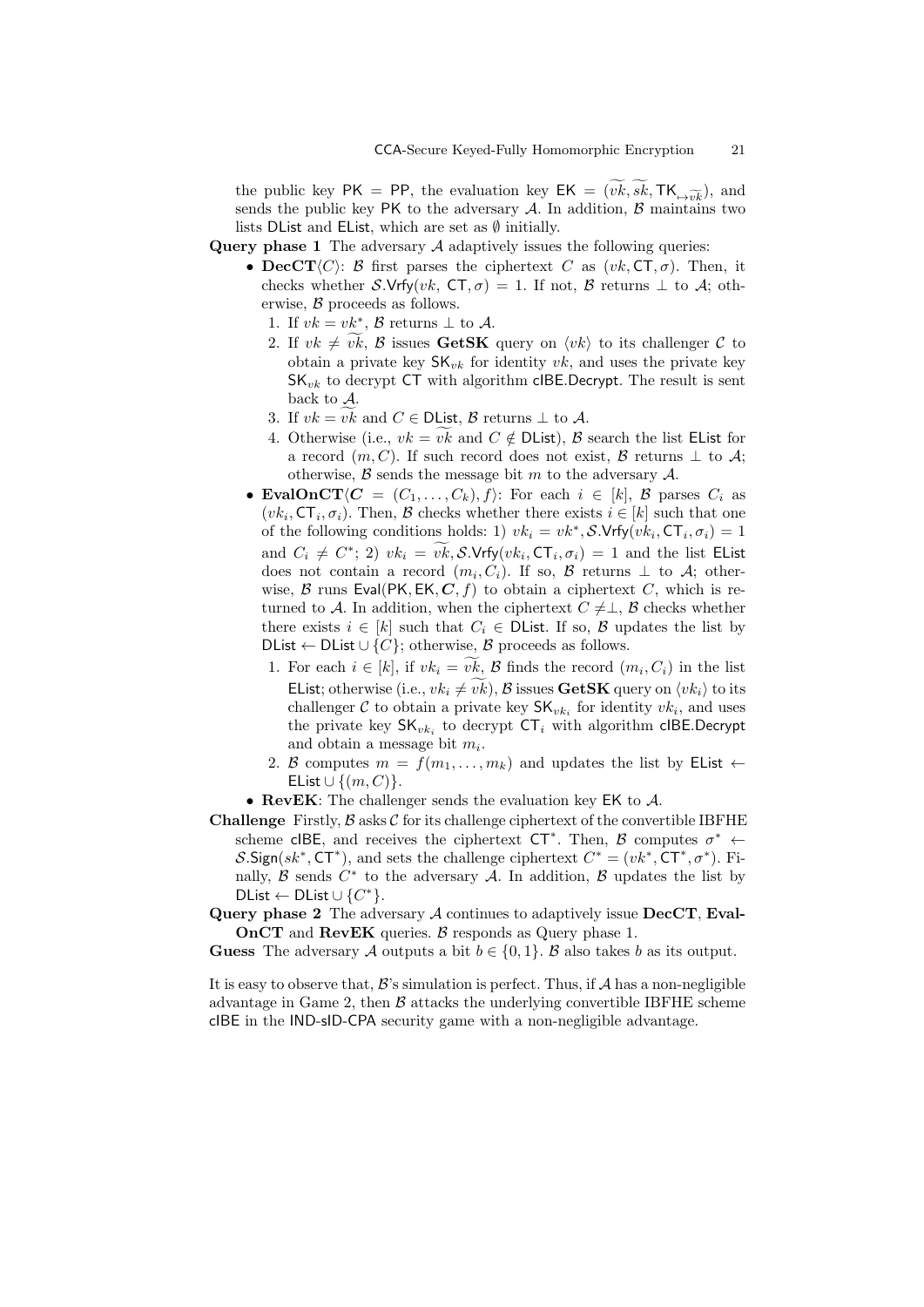the public key $\mathsf{PK} = \mathsf{PP}$, the evaluation key $\mathsf{EK} = (\widetilde{vk}, \widetilde{sk}, \mathsf{TK}_{\mapsto \widetilde{vk}})$, and sends the public key $\mathsf{PK}$ to the adversary $\mathcal{A}$. In addition, $\mathcal{B}$ maintains two lists $\mathsf{DList}$ and $\mathsf{EList}$, which are set as $\emptyset$ initially.

**Query phase 1** The adversary $\mathcal{A}$ adaptively issues the following queries:

- **DecCT**$\langle C \rangle$: $\mathcal{B}$ first parses the ciphertext $C$ as $(vk, \mathsf{CT}, \sigma)$. Then, it checks whether $\mathcal{S}.\mathsf{Vrfy}(vk, \mathsf{CT}, \sigma) = 1$. If not, $\mathcal{B}$ returns $\perp$ to $\mathcal{A}$; otherwise, $\mathcal{B}$ proceeds as follows.
  1. If $vk = vk^*$, $\mathcal{B}$ returns $\perp$ to $\mathcal{A}$.
  2. If $vk \neq \widetilde{vk}$, $\mathcal{B}$ issues **GetSK** query on $\langle vk \rangle$ to its challenger $\mathcal{C}$ to obtain a private key $\mathsf{SK}_{vk}$ for identity $vk$, and uses the private key $\mathsf{SK}_{vk}$ to decrypt $\mathsf{CT}$ with algorithm $\mathsf{cIBE.Decrypt}$. The result is sent back to $\mathcal{A}$.
  3. If $vk = \widetilde{vk}$ and $C \in \mathsf{DList}$, $\mathcal{B}$ returns $\perp$ to $\mathcal{A}$.
  4. Otherwise (i.e., $vk = \widetilde{vk}$ and $C \notin \mathsf{DList}$), $\mathcal{B}$ search the list $\mathsf{EList}$ for a record $(m, C)$. If such record does not exist, $\mathcal{B}$ returns $\perp$ to $\mathcal{A}$; otherwise, $\mathcal{B}$ sends the message bit $m$ to the adversary $\mathcal{A}$.
- **EvalOnCT**$\langle \boldsymbol{C} = (C_1, \dots, C_k), f \rangle$: For each $i \in [k]$, $\mathcal{B}$ parses $C_i$ as $(vk_i, \mathsf{CT}_i, \sigma_i)$. Then, $\mathcal{B}$ checks whether there exists $i \in [k]$ such that one of the following conditions holds: 1) $vk_i = vk^*, \mathcal{S}.\mathsf{Vrfy}(vk_i, \mathsf{CT}_i, \sigma_i) = 1$ and $C_i \neq C^*$; 2) $vk_i = \widetilde{vk}, \mathcal{S}.\mathsf{Vrfy}(vk_i, \mathsf{CT}_i, \sigma_i) = 1$ and the list $\mathsf{EList}$ does not contain a record $(m_i, C_i)$. If so, $\mathcal{B}$ returns $\perp$ to $\mathcal{A}$; otherwise, $\mathcal{B}$ runs $\mathsf{Eval}(\mathsf{PK}, \mathsf{EK}, \boldsymbol{C}, f)$ to obtain a ciphertext $C$, which is returned to $\mathcal{A}$. In addition, when the ciphertext $C \neq \perp$, $\mathcal{B}$ checks whether there exists $i \in [k]$ such that $C_i \in \mathsf{DList}$. If so, $\mathcal{B}$ updates the list by $\mathsf{DList} \leftarrow \mathsf{DList} \cup \{C\}$; otherwise, $\mathcal{B}$ proceeds as follows.
  1. For each $i \in [k]$, if $vk_i = \widetilde{vk}$, $\mathcal{B}$ finds the record $(m_i, C_i)$ in the list $\mathsf{EList}$; otherwise (i.e., $vk_i \neq \widetilde{vk}$), $\mathcal{B}$ issues **GetSK** query on $\langle vk_i \rangle$ to its challenger $\mathcal{C}$ to obtain a private key $\mathsf{SK}_{vk_i}$ for identity $vk_i$, and uses the private key $\mathsf{SK}_{vk_i}$ to decrypt $\mathsf{CT}_i$ with algorithm $\mathsf{cIBE.Decrypt}$ and obtain a message bit $m_i$.
  2. $\mathcal{B}$ computes $m = f(m_1, \dots, m_k)$ and updates the list by $\mathsf{EList} \leftarrow \mathsf{EList} \cup \{(m, C)\}$.
- **RevEK**: The challenger sends the evaluation key $\mathsf{EK}$ to $\mathcal{A}$.

**Challenge** Firstly, $\mathcal{B}$ asks $\mathcal{C}$ for its challenge ciphertext of the convertible IBFHE scheme $\mathsf{cIBE}$, and receives the ciphertext $\mathsf{CT}^*$. Then, $\mathcal{B}$ computes $\sigma^* \leftarrow \mathcal{S}.\mathsf{Sign}(sk^*, \mathsf{CT}^*)$, and sets the challenge ciphertext $C^* = (vk^*, \mathsf{CT}^*, \sigma^*)$. Finally, $\mathcal{B}$ sends $C^*$ to the adversary $\mathcal{A}$. In addition, $\mathcal{B}$ updates the list by $\mathsf{DList} \leftarrow \mathsf{DList} \cup \{C^*\}$.

**Query phase 2** The adversary $\mathcal{A}$ continues to adaptively issue **DecCT**, **EvalOnCT** and **RevEK** queries. $\mathcal{B}$ responds as Query phase 1.

**Guess** The adversary $\mathcal{A}$ outputs a bit $b \in \{0, 1\}$. $\mathcal{B}$ also takes $b$ as its output.

It is easy to observe that, $\mathcal{B}$'s simulation is perfect. Thus, if $\mathcal{A}$ has a non-negligible advantage in Game 2, then $\mathcal{B}$ attacks the underlying convertible IBFHE scheme $\mathsf{cIBE}$ in the $\mathsf{IND\text{-}sID\text{-}CPA}$ security game with a non-negligible advantage.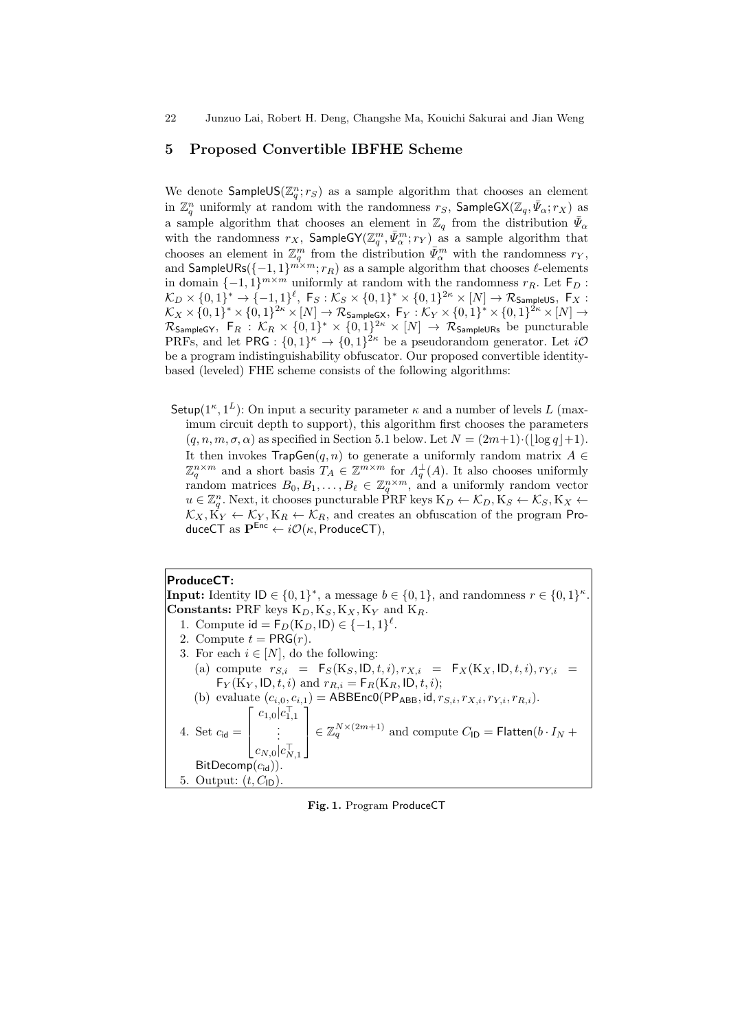## 5 Proposed Convertible IBFHE Scheme

We denote $\mathsf{SampleUS}(\mathbb{Z}_q^n; r_S)$ as a sample algorithm that chooses an element in $\mathbb{Z}_q^n$ uniformly at random with the randomness $r_S$, $\mathsf{SampleGX}(\mathbb{Z}_q, \bar{\Psi}_\alpha; r_X)$ as a sample algorithm that chooses an element in $\mathbb{Z}_q$ from the distribution $\bar{\Psi}_\alpha$ with the randomness $r_X$, $\mathsf{SampleGY}(\mathbb{Z}_q^m, \bar{\Psi}_\alpha^m; r_Y)$ as a sample algorithm that chooses an element in $\mathbb{Z}_q^m$ from the distribution $\bar{\Psi}_\alpha^m$ with the randomness $r_Y$, and $\mathsf{SampleURs}(\{-1,1\}^{m\times m}; r_R)$ as a sample algorithm that chooses $\ell$-elements in domain $\{-1,1\}^{m\times m}$ uniformly at random with the randomness $r_R$. Let $\mathsf{F}_D : \mathcal{K}_D \times \{0,1\}^* \to \{-1,1\}^\ell$, $\mathsf{F}_S : \mathcal{K}_S \times \{0,1\}^* \times \{0,1\}^{2\kappa} \times [N] \to \mathcal{R}_{\mathsf{SampleUS}}$, $\mathsf{F}_X : \mathcal{K}_X \times \{0,1\}^* \times \{0,1\}^{2\kappa} \times [N] \to \mathcal{R}_{\mathsf{SampleGX}}$, $\mathsf{F}_Y : \mathcal{K}_Y \times \{0,1\}^* \times \{0,1\}^{2\kappa} \times [N] \to \mathcal{R}_{\mathsf{SampleGY}}$, $\mathsf{F}_R : \mathcal{K}_R \times \{0,1\}^* \times \{0,1\}^{2\kappa} \times [N] \to \mathcal{R}_{\mathsf{SampleURs}}$ be puncturable PRFs, and let $\mathsf{PRG} : \{0,1\}^\kappa \to \{0,1\}^{2\kappa}$ be a pseudorandom generator. Let $i\mathcal{O}$ be a program indistinguishability obfuscator. Our proposed convertible identity-based (leveled) FHE scheme consists of the following algorithms:

- $\mathsf{Setup}(1^\kappa, 1^L)$: On input a security parameter $\kappa$ and a number of levels $L$ (maximum circuit depth to support), this algorithm first chooses the parameters $(q, n, m, \sigma, \alpha)$ as specified in Section 5.1 below. Let $N = (2m+1)\cdot(\lfloor \log q \rfloor + 1)$. It then invokes $\mathsf{TrapGen}(q, n)$ to generate a uniformly random matrix $A \in \mathbb{Z}_q^{n\times m}$ and a short basis $T_A \in \mathbb{Z}^{m\times m}$ for $\Lambda_q^\perp(A)$. It also chooses uniformly random matrices $B_0, B_1, \ldots, B_\ell \in \mathbb{Z}_q^{n\times m}$, and a uniformly random vector $u \in \mathbb{Z}_q^n$. Next, it chooses puncturable PRF keys $\mathrm{K}_D \leftarrow \mathcal{K}_D, \mathrm{K}_S \leftarrow \mathcal{K}_S, \mathrm{K}_X \leftarrow \mathcal{K}_X, \mathrm{K}_Y \leftarrow \mathcal{K}_Y, \mathrm{K}_R \leftarrow \mathcal{K}_R$, and creates an obfuscation of the program ProduceCT as $\mathbf{P}^{\mathsf{Enc}} \leftarrow i\mathcal{O}(\kappa, \mathsf{ProduceCT})$,

---

**ProduceCT:**

**Input:** Identity $\mathsf{ID} \in \{0,1\}^*$, a message $b \in \{0,1\}$, and randomness $r \in \{0,1\}^\kappa$.
**Constants:** PRF keys $\mathrm{K}_D, \mathrm{K}_S, \mathrm{K}_X, \mathrm{K}_Y$ and $\mathrm{K}_R$.

1. Compute $\mathsf{id} = \mathsf{F}_D(\mathrm{K}_D, \mathsf{ID}) \in \{-1,1\}^\ell$.
2. Compute $t = \mathsf{PRG}(r)$.
3. For each $i \in [N]$, do the following:
   (a) compute $r_{S,i} = \mathsf{F}_S(\mathrm{K}_S, \mathsf{ID}, t, i), r_{X,i} = \mathsf{F}_X(\mathrm{K}_X, \mathsf{ID}, t, i), r_{Y,i} = \mathsf{F}_Y(\mathrm{K}_Y, \mathsf{ID}, t, i)$ and $r_{R,i} = \mathsf{F}_R(\mathrm{K}_R, \mathsf{ID}, t, i)$;
   (b) evaluate $(c_{i,0}, c_{i,1}) = \mathsf{ABBEnc0}(\mathsf{PP}_{\mathsf{ABB}}, \mathsf{id}, r_{S,i}, r_{X,i}, r_{Y,i}, r_{R,i})$.
4. Set $c_{\mathsf{id}} = \begin{bmatrix} c_{1,0} | c_{1,1}^\top \\ \vdots \\ c_{N,0} | c_{N,1}^\top \end{bmatrix} \in \mathbb{Z}_q^{N\times(2m+1)}$ and compute $C_{\mathsf{ID}} = \mathsf{Flatten}(b \cdot I_N + \mathsf{BitDecomp}(c_{\mathsf{id}}))$.
5. Output: $(t, C_{\mathsf{ID}})$.

---

**Fig. 1.** Program ProduceCT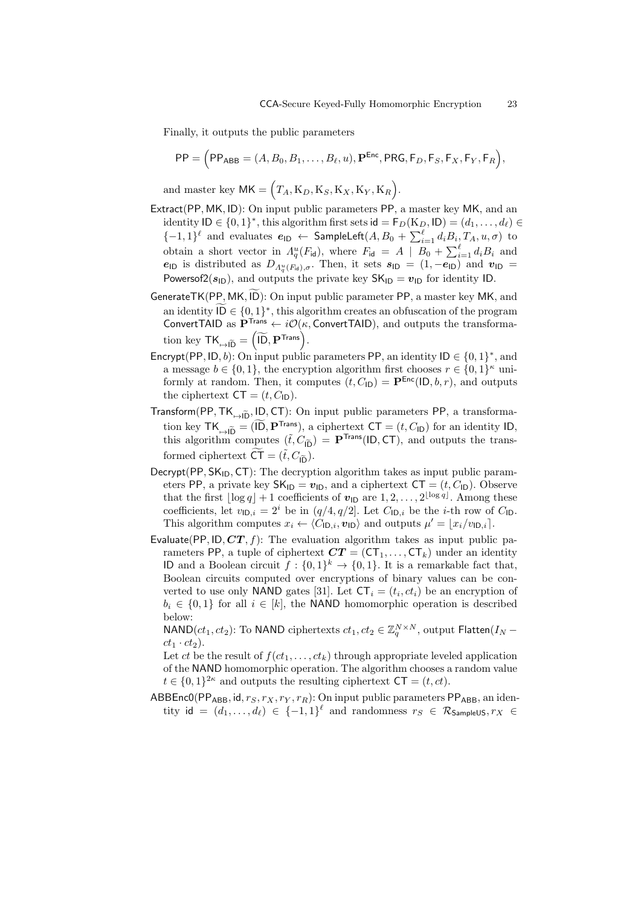Finally, it outputs the public parameters

$$\mathsf{PP} = \Big(\mathsf{PP}_{\mathsf{ABB}} = (A, B_0, B_1, \ldots, B_\ell, u), \mathbf{P}^{\mathsf{Enc}}, \mathsf{PRG}, \mathsf{F}_D, \mathsf{F}_S, \mathsf{F}_X, \mathsf{F}_Y, \mathsf{F}_R\Big),$$

and master key $\mathsf{MK} = \Big(T_A, \mathrm{K}_D, \mathrm{K}_S, \mathrm{K}_X, \mathrm{K}_Y, \mathrm{K}_R\Big)$.

- $\mathsf{Extract}(\mathsf{PP}, \mathsf{MK}, \mathsf{ID})$: On input public parameters $\mathsf{PP}$, a master key $\mathsf{MK}$, and an identity $\mathsf{ID} \in \{0,1\}^*$, this algorithm first sets $\mathsf{id} = \mathsf{F}_D(\mathrm{K}_D, \mathsf{ID}) = (d_1, \ldots, d_\ell) \in \{-1,1\}^\ell$ and evaluates $\boldsymbol{e}_{\mathsf{ID}} \leftarrow \mathsf{SampleLeft}(A, B_0 + \sum_{i=1}^{\ell} d_i B_i, T_A, u, \sigma)$ to obtain a short vector in $\Lambda_q^u(F_{\mathsf{id}})$, where $F_{\mathsf{id}} = A \mid B_0 + \sum_{i=1}^{\ell} d_i B_i$ and $\boldsymbol{e}_{\mathsf{ID}}$ is distributed as $D_{\Lambda_q^u(F_{\mathsf{id}}),\sigma}$. Then, it sets $\boldsymbol{s}_{\mathsf{ID}} = (1, -\boldsymbol{e}_{\mathsf{ID}})$ and $\boldsymbol{v}_{\mathsf{ID}} = \mathsf{Powersof2}(\boldsymbol{s}_{\mathsf{ID}})$, and outputs the private key $\mathsf{SK}_{\mathsf{ID}} = \boldsymbol{v}_{\mathsf{ID}}$ for identity $\mathsf{ID}$.
- $\mathsf{GenerateTK}(\mathsf{PP}, \mathsf{MK}, \widetilde{\mathsf{ID}})$: On input public parameter $\mathsf{PP}$, a master key $\mathsf{MK}$, and an identity $\widetilde{\mathsf{ID}} \in \{0,1\}^*$, this algorithm creates an obfuscation of the program $\mathsf{ConvertTAID}$ as $\mathbf{P}^{\mathsf{Trans}} \leftarrow i\mathcal{O}(\kappa, \mathsf{ConvertTAID})$, and outputs the transformation key $\mathsf{TK}_{\mapsto\widetilde{\mathsf{ID}}} = \Big(\widetilde{\mathsf{ID}}, \mathbf{P}^{\mathsf{Trans}}\Big)$.
- $\mathsf{Encrypt}(\mathsf{PP}, \mathsf{ID}, b)$: On input public parameters $\mathsf{PP}$, an identity $\mathsf{ID} \in \{0,1\}^*$, and a message $b \in \{0,1\}$, the encryption algorithm first chooses $r \in \{0,1\}^\kappa$ uniformly at random. Then, it computes $(t, C_{\mathsf{ID}}) = \mathbf{P}^{\mathsf{Enc}}(\mathsf{ID}, b, r)$, and outputs the ciphertext $\mathsf{CT} = (t, C_{\mathsf{ID}})$.
- $\mathsf{Transform}(\mathsf{PP}, \mathsf{TK}_{\mapsto\widetilde{\mathsf{ID}}}, \mathsf{ID}, \mathsf{CT})$: On input public parameters $\mathsf{PP}$, a transformation key $\mathsf{TK}_{\mapsto\widetilde{\mathsf{ID}}} = (\widetilde{\mathsf{ID}}, \mathbf{P}^{\mathsf{Trans}})$, a ciphertext $\mathsf{CT} = (t, C_{\mathsf{ID}})$ for an identity $\mathsf{ID}$, this algorithm computes $(\tilde{t}, C_{\widetilde{\mathsf{ID}}}) = \mathbf{P}^{\mathsf{Trans}}(\mathsf{ID}, \mathsf{CT})$, and outputs the transformed ciphertext $\widetilde{\mathsf{CT}} = (\tilde{t}, C_{\widetilde{\mathsf{ID}}})$.
- $\mathsf{Decrypt}(\mathsf{PP}, \mathsf{SK}_{\mathsf{ID}}, \mathsf{CT})$: The decryption algorithm takes as input public parameters $\mathsf{PP}$, a private key $\mathsf{SK}_{\mathsf{ID}} = \boldsymbol{v}_{\mathsf{ID}}$, and a ciphertext $\mathsf{CT} = (t, C_{\mathsf{ID}})$. Observe that the first $\lfloor \log q \rfloor + 1$ coefficients of $\boldsymbol{v}_{\mathsf{ID}}$ are $1, 2, \ldots, 2^{\lfloor \log q \rfloor}$. Among these coefficients, let $v_{\mathsf{ID},i} = 2^i$ be in $(q/4, q/2]$. Let $C_{\mathsf{ID},i}$ be the $i$-th row of $C_{\mathsf{ID}}$. This algorithm computes $x_i \leftarrow \langle C_{\mathsf{ID},i}, \boldsymbol{v}_{\mathsf{ID}} \rangle$ and outputs $\mu' = \lfloor x_i / v_{\mathsf{ID},i} \rceil$.
- $\mathsf{Evaluate}(\mathsf{PP}, \mathsf{ID}, \boldsymbol{CT}, f)$: The evaluation algorithm takes as input public parameters $\mathsf{PP}$, a tuple of ciphertext $\boldsymbol{CT} = (\mathsf{CT}_1, \ldots, \mathsf{CT}_k)$ under an identity $\mathsf{ID}$ and a Boolean circuit $f : \{0,1\}^k \to \{0,1\}$. It is a remarkable fact that, Boolean circuits computed over encryptions of binary values can be converted to use only $\mathsf{NAND}$ gates [31]. Let $\mathsf{CT}_i = (t_i, ct_i)$ be an encryption of $b_i \in \{0,1\}$ for all $i \in [k]$, the $\mathsf{NAND}$ homomorphic operation is described below:
  $\mathsf{NAND}(ct_1, ct_2)$: To $\mathsf{NAND}$ ciphertexts $ct_1, ct_2 \in \mathbb{Z}_q^{N \times N}$, output $\mathsf{Flatten}(I_N - ct_1 \cdot ct_2)$.
  Let $ct$ be the result of $f(ct_1, \ldots, ct_k)$ through appropriate leveled application of the $\mathsf{NAND}$ homomorphic operation. The algorithm chooses a random value $t \in \{0,1\}^{2\kappa}$ and outputs the resulting ciphertext $\mathsf{CT} = (t, ct)$.
- $\mathsf{ABBEnc0}(\mathsf{PP}_{\mathsf{ABB}}, \mathsf{id}, r_S, r_X, r_Y, r_R)$: On input public parameters $\mathsf{PP}_{\mathsf{ABB}}$, an identity $\mathsf{id} = (d_1, \ldots, d_\ell) \in \{-1,1\}^\ell$ and randomness $r_S \in \mathcal{R}_{\mathsf{SampleUS}}, r_X \in$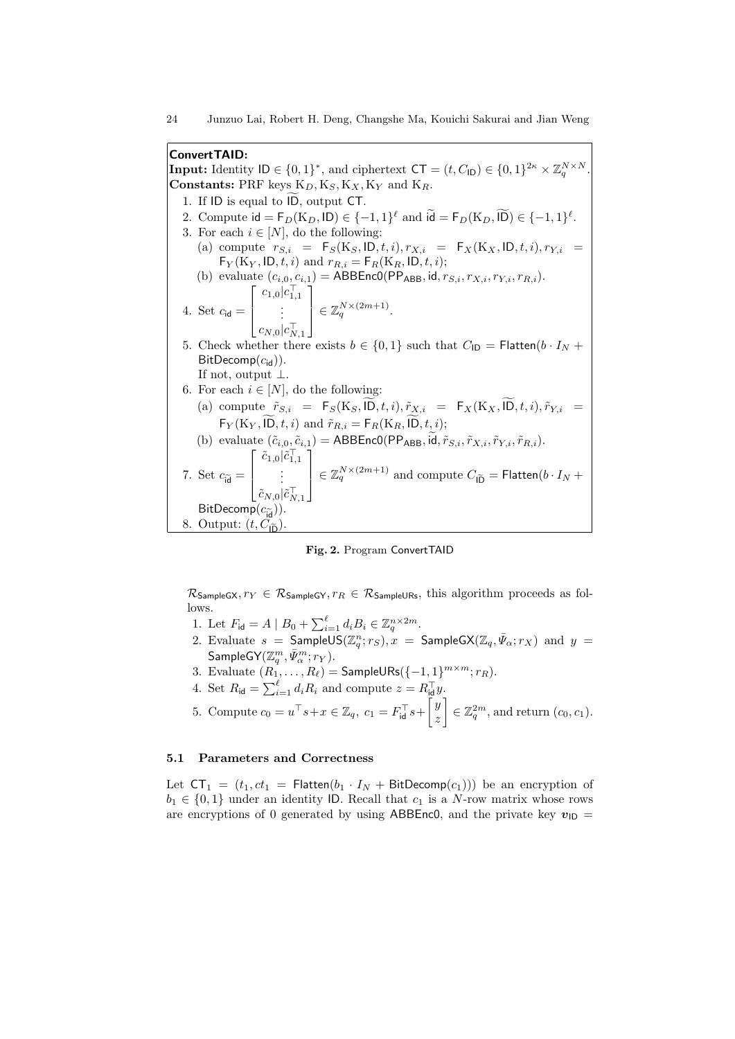**ConvertTAID:**

**Input:** Identity $\mathsf{ID} \in \{0,1\}^*$, and ciphertext $\mathsf{CT} = (t, C_{\mathsf{ID}}) \in \{0,1\}^{2\kappa} \times \mathbb{Z}_q^{N\times N}$.

**Constants:** PRF keys $\mathrm{K}_D, \mathrm{K}_S, \mathrm{K}_X, \mathrm{K}_Y$ and $\mathrm{K}_R$.

1. If $\mathsf{ID}$ is equal to $\widetilde{\mathsf{ID}}$, output $\mathsf{CT}$.
2. Compute $\mathsf{id} = \mathsf{F}_D(\mathrm{K}_D, \mathsf{ID}) \in \{-1,1\}^\ell$ and $\widetilde{\mathsf{id}} = \mathsf{F}_D(\mathrm{K}_D, \widetilde{\mathsf{ID}}) \in \{-1,1\}^\ell$.
3. For each $i \in [N]$, do the following:
   (a) compute $r_{S,i} = \mathsf{F}_S(\mathrm{K}_S, \mathsf{ID}, t, i), r_{X,i} = \mathsf{F}_X(\mathrm{K}_X, \mathsf{ID}, t, i), r_{Y,i} = \mathsf{F}_Y(\mathrm{K}_Y, \mathsf{ID}, t, i)$ and $r_{R,i} = \mathsf{F}_R(\mathrm{K}_R, \mathsf{ID}, t, i)$;
   (b) evaluate $(c_{i,0}, c_{i,1}) = \mathsf{ABBEnc0}(\mathsf{PP}_{\mathsf{ABB}}, \mathsf{id}, r_{S,i}, r_{X,i}, r_{Y,i}, r_{R,i})$.
4. Set $c_{\mathsf{id}} = \begin{bmatrix} c_{1,0}|c_{1,1}^\top \\ \vdots \\ c_{N,0}|c_{N,1}^\top \end{bmatrix} \in \mathbb{Z}_q^{N\times(2m+1)}$.
5. Check whether there exists $b \in \{0,1\}$ such that $C_{\mathsf{ID}} = \mathsf{Flatten}(b \cdot I_N + \mathsf{BitDecomp}(c_{\mathsf{id}}))$.
   If not, output $\perp$.
6. For each $i \in [N]$, do the following:
   (a) compute $\tilde{r}_{S,i} = \mathsf{F}_S(\mathrm{K}_S, \widetilde{\mathsf{ID}}, t, i), \tilde{r}_{X,i} = \mathsf{F}_X(\mathrm{K}_X, \widetilde{\mathsf{ID}}, t, i), \tilde{r}_{Y,i} = \mathsf{F}_Y(\mathrm{K}_Y, \widetilde{\mathsf{ID}}, t, i)$ and $\tilde{r}_{R,i} = \mathsf{F}_R(\mathrm{K}_R, \widetilde{\mathsf{ID}}, t, i)$;
   (b) evaluate $(\tilde{c}_{i,0}, \tilde{c}_{i,1}) = \mathsf{ABBEnc0}(\mathsf{PP}_{\mathsf{ABB}}, \widetilde{\mathsf{id}}, \tilde{r}_{S,i}, \tilde{r}_{X,i}, \tilde{r}_{Y,i}, \tilde{r}_{R,i})$.
7. Set $c_{\widetilde{\mathsf{id}}} = \begin{bmatrix} \tilde{c}_{1,0}|\tilde{c}_{1,1}^\top \\ \vdots \\ \tilde{c}_{N,0}|\tilde{c}_{N,1}^\top \end{bmatrix} \in \mathbb{Z}_q^{N\times(2m+1)}$ and compute $C_{\widetilde{\mathsf{ID}}} = \mathsf{Flatten}(b \cdot I_N + \mathsf{BitDecomp}(c_{\widetilde{\mathsf{id}}}))$.
8. Output: $(t, C_{\widetilde{\mathsf{ID}}})$.

**Fig. 2.** Program ConvertTAID

$\mathcal{R}_{\mathsf{SampleGX}}, r_Y \in \mathcal{R}_{\mathsf{SampleGY}}, r_R \in \mathcal{R}_{\mathsf{SampleURs}}$, this algorithm proceeds as follows.

1. Let $F_{\mathsf{id}} = A \mid B_0 + \sum_{i=1}^{\ell} d_i B_i \in \mathbb{Z}_q^{n\times 2m}$.
2. Evaluate $s = \mathsf{SampleUS}(\mathbb{Z}_q^n; r_S), x = \mathsf{SampleGX}(\mathbb{Z}_q, \bar{\Psi}_\alpha; r_X)$ and $y = \mathsf{SampleGY}(\mathbb{Z}_q^m, \bar{\Psi}_\alpha^m; r_Y)$.
3. Evaluate $(R_1, \ldots, R_\ell) = \mathsf{SampleURs}(\{-1,1\}^{m\times m}; r_R)$.
4. Set $R_{\mathsf{id}} = \sum_{i=1}^{\ell} d_i R_i$ and compute $z = R_{\mathsf{id}}^\top y$.
5. Compute $c_0 = u^\top s + x \in \mathbb{Z}_q$, $c_1 = F_{\mathsf{id}}^\top s + \begin{bmatrix} y \\ z \end{bmatrix} \in \mathbb{Z}_q^{2m}$, and return $(c_0, c_1)$.

### 5.1 Parameters and Correctness

Let $\mathsf{CT}_1 = (t_1, ct_1 = \mathsf{Flatten}(b_1 \cdot I_N + \mathsf{BitDecomp}(c_1)))$ be an encryption of $b_1 \in \{0,1\}$ under an identity $\mathsf{ID}$. Recall that $c_1$ is a $N$-row matrix whose rows are encryptions of 0 generated by using $\mathsf{ABBEnc0}$, and the private key $\boldsymbol{v}_{\mathsf{ID}} =$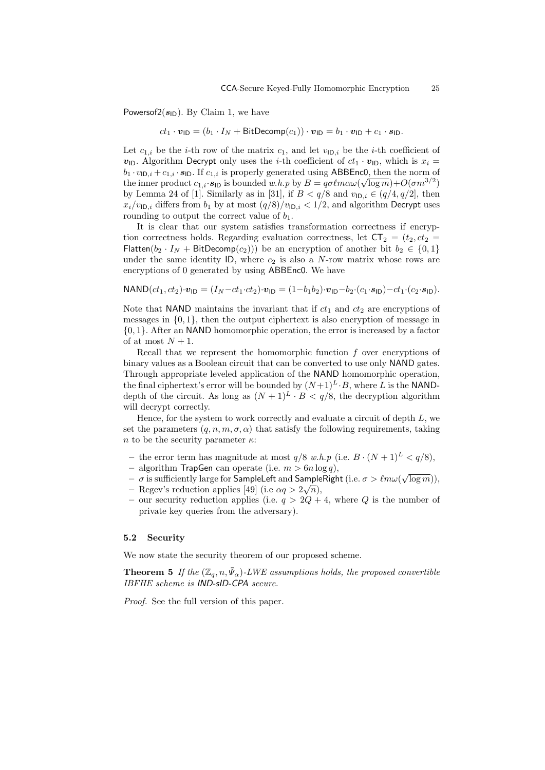Powersof2($\boldsymbol{s}_{\mathsf{ID}}$). By Claim 1, we have

$$ct_1 \cdot \boldsymbol{v}_{\mathsf{ID}} = (b_1 \cdot I_N + \mathsf{BitDecomp}(c_1)) \cdot \boldsymbol{v}_{\mathsf{ID}} = b_1 \cdot \boldsymbol{v}_{\mathsf{ID}} + c_1 \cdot \boldsymbol{s}_{\mathsf{ID}}.$$

Let $c_{1,i}$ be the $i$-th row of the matrix $c_1$, and let $v_{\mathsf{ID},i}$ be the $i$-th coefficient of $\boldsymbol{v}_{\mathsf{ID}}$. Algorithm Decrypt only uses the $i$-th coefficient of $ct_1 \cdot \boldsymbol{v}_{\mathsf{ID}}$, which is $x_i = b_1 \cdot v_{\mathsf{ID},i} + c_{1,i} \cdot \boldsymbol{s}_{\mathsf{ID}}$. If $c_{1,i}$ is properly generated using ABBEnc0, then the norm of the inner product $c_{1,i} \cdot \boldsymbol{s}_{\mathsf{ID}}$ is bounded $w.h.p$ by $B = q\sigma\ell m\alpha\omega(\sqrt{\log m}) + O(\sigma m^{3/2})$ by Lemma 24 of [1]. Similarly as in [31], if $B < q/8$ and $v_{\mathsf{ID},i} \in (q/4, q/2]$, then $x_i/v_{\mathsf{ID},i}$ differs from $b_1$ by at most $(q/8)/v_{\mathsf{ID},i} < 1/2$, and algorithm Decrypt uses rounding to output the correct value of $b_1$.

It is clear that our system satisfies transformation correctness if encryption correctness holds. Regarding evaluation correctness, let $\mathsf{CT}_2 = (t_2, ct_2 = \mathsf{Flatten}(b_2 \cdot I_N + \mathsf{BitDecomp}(c_2)))$ be an encryption of another bit $b_2 \in \{0, 1\}$ under the same identity ID, where $c_2$ is also a $N$-row matrix whose rows are encryptions of 0 generated by using ABBEnc0. We have

$$\mathsf{NAND}(ct_1, ct_2) \cdot \boldsymbol{v}_{\mathsf{ID}} = (I_N - ct_1 \cdot ct_2) \cdot \boldsymbol{v}_{\mathsf{ID}} = (1 - b_1 b_2) \cdot \boldsymbol{v}_{\mathsf{ID}} - b_2 \cdot (c_1 \cdot \boldsymbol{s}_{\mathsf{ID}}) - ct_1 \cdot (c_2 \cdot \boldsymbol{s}_{\mathsf{ID}}).$$

Note that NAND maintains the invariant that if $ct_1$ and $ct_2$ are encryptions of messages in $\{0, 1\}$, then the output ciphertext is also encryption of message in $\{0, 1\}$. After an NAND homomorphic operation, the error is increased by a factor of at most $N + 1$.

Recall that we represent the homomorphic function $f$ over encryptions of binary values as a Boolean circuit that can be converted to use only NAND gates. Through appropriate leveled application of the NAND homomorphic operation, the final ciphertext's error will be bounded by $(N+1)^L \cdot B$, where $L$ is the NAND-depth of the circuit. As long as $(N + 1)^L \cdot B < q/8$, the decryption algorithm will decrypt correctly.

Hence, for the system to work correctly and evaluate a circuit of depth $L$, we set the parameters $(q, n, m, \sigma, \alpha)$ that satisfy the following requirements, taking $n$ to be the security parameter $\kappa$:

- the error term has magnitude at most $q/8$ $w.h.p$ (i.e. $B \cdot (N + 1)^L < q/8$),
- algorithm TrapGen can operate (i.e. $m > 6n \log q$),
- $\sigma$ is sufficiently large for SampleLeft and SampleRight (i.e. $\sigma > \ell m\omega(\sqrt{\log m})$),
- Regev's reduction applies [49] (i.e $\alpha q > 2\sqrt{n}$),
- our security reduction applies (i.e. $q > 2Q + 4$, where $Q$ is the number of private key queries from the adversary).

### 5.2 Security

We now state the security theorem of our proposed scheme.

**Theorem 5** *If the $(\mathbb{Z}_q, n, \bar{\Psi}_\alpha)$-LWE assumptions holds, the proposed convertible IBFHE scheme is IND-sID-CPA secure.*

*Proof.* See the full version of this paper.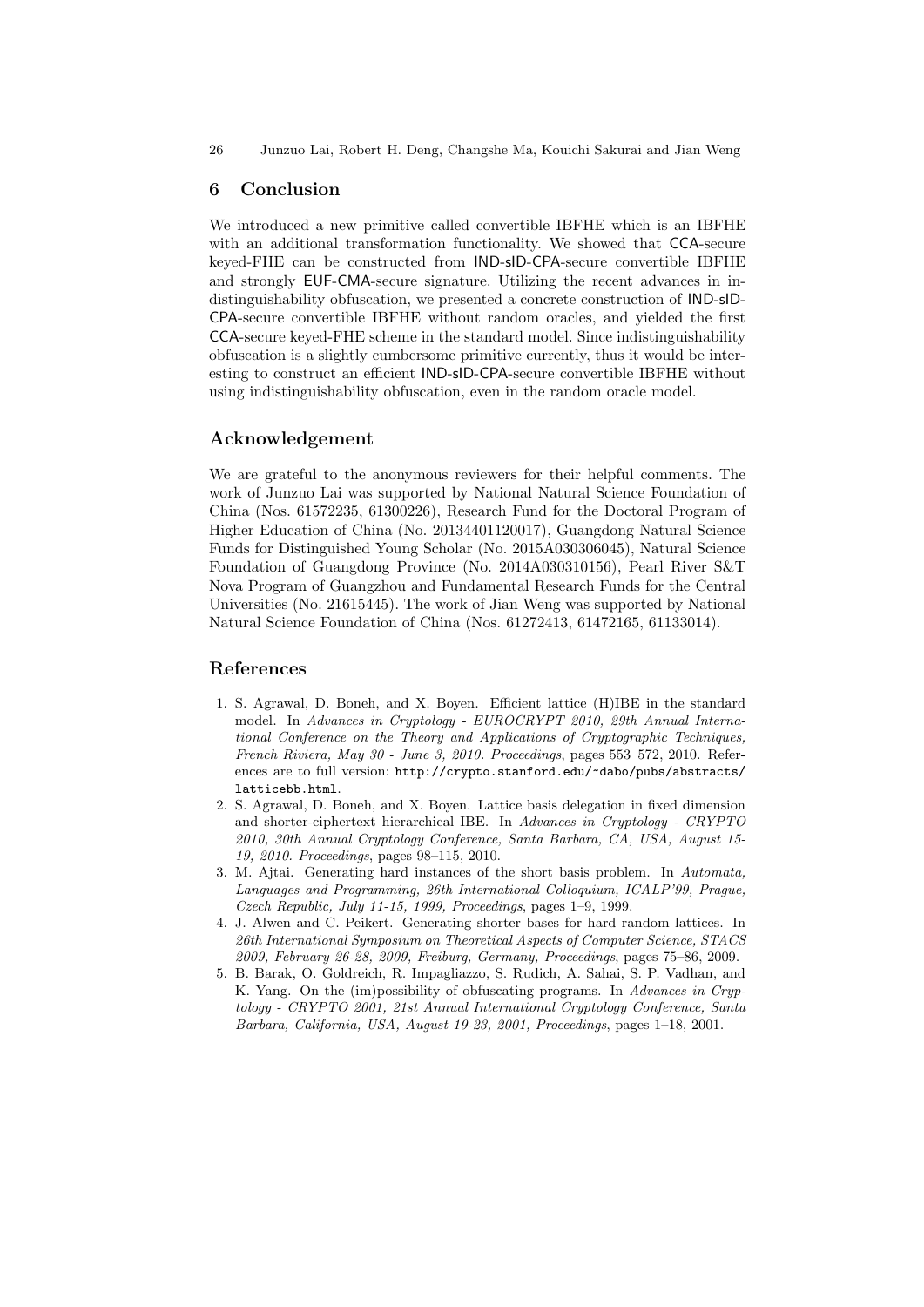## 6 Conclusion

We introduced a new primitive called convertible IBFHE which is an IBFHE with an additional transformation functionality. We showed that CCA-secure keyed-FHE can be constructed from IND-sID-CPA-secure convertible IBFHE and strongly EUF-CMA-secure signature. Utilizing the recent advances in indistinguishability obfuscation, we presented a concrete construction of IND-sID-CPA-secure convertible IBFHE without random oracles, and yielded the first CCA-secure keyed-FHE scheme in the standard model. Since indistinguishability obfuscation is a slightly cumbersome primitive currently, thus it would be interesting to construct an efficient IND-sID-CPA-secure convertible IBFHE without using indistinguishability obfuscation, even in the random oracle model.

## Acknowledgement

We are grateful to the anonymous reviewers for their helpful comments. The work of Junzuo Lai was supported by National Natural Science Foundation of China (Nos. 61572235, 61300226), Research Fund for the Doctoral Program of Higher Education of China (No. 20134401120017), Guangdong Natural Science Funds for Distinguished Young Scholar (No. 2015A030306045), Natural Science Foundation of Guangdong Province (No. 2014A030310156), Pearl River S&T Nova Program of Guangzhou and Fundamental Research Funds for the Central Universities (No. 21615445). The work of Jian Weng was supported by National Natural Science Foundation of China (Nos. 61272413, 61472165, 61133014).

## References

1. S. Agrawal, D. Boneh, and X. Boyen. Efficient lattice (H)IBE in the standard model. In *Advances in Cryptology - EUROCRYPT 2010, 29th Annual International Conference on the Theory and Applications of Cryptographic Techniques, French Riviera, May 30 - June 3, 2010. Proceedings*, pages 553–572, 2010. References are to full version: `http://crypto.stanford.edu/~dabo/pubs/abstracts/latticebb.html`.
2. S. Agrawal, D. Boneh, and X. Boyen. Lattice basis delegation in fixed dimension and shorter-ciphertext hierarchical IBE. In *Advances in Cryptology - CRYPTO 2010, 30th Annual Cryptology Conference, Santa Barbara, CA, USA, August 15-19, 2010. Proceedings*, pages 98–115, 2010.
3. M. Ajtai. Generating hard instances of the short basis problem. In *Automata, Languages and Programming, 26th International Colloquium, ICALP'99, Prague, Czech Republic, July 11-15, 1999, Proceedings*, pages 1–9, 1999.
4. J. Alwen and C. Peikert. Generating shorter bases for hard random lattices. In *26th International Symposium on Theoretical Aspects of Computer Science, STACS 2009, February 26-28, 2009, Freiburg, Germany, Proceedings*, pages 75–86, 2009.
5. B. Barak, O. Goldreich, R. Impagliazzo, S. Rudich, A. Sahai, S. P. Vadhan, and K. Yang. On the (im)possibility of obfuscating programs. In *Advances in Cryptology - CRYPTO 2001, 21st Annual International Cryptology Conference, Santa Barbara, California, USA, August 19-23, 2001, Proceedings*, pages 1–18, 2001.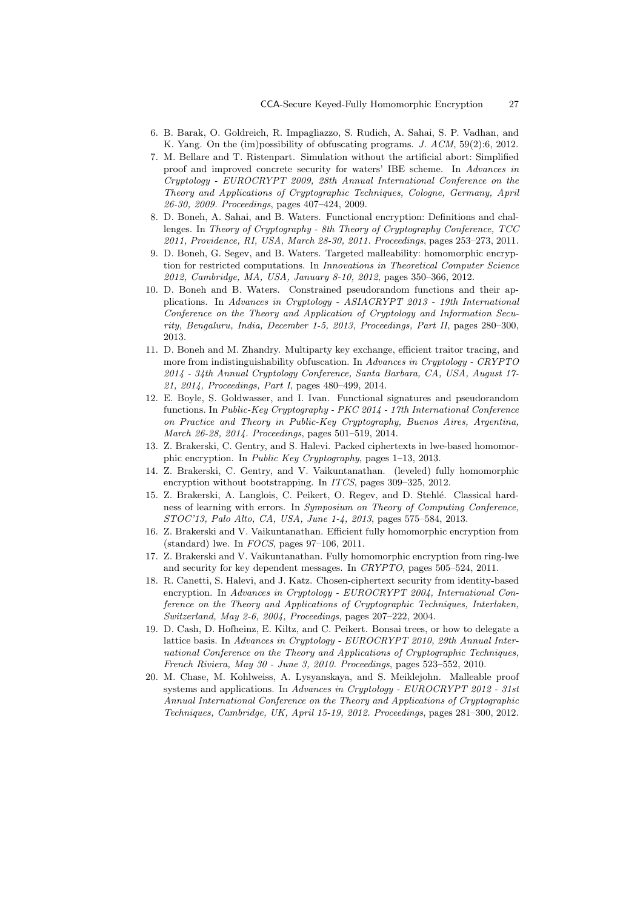6. B. Barak, O. Goldreich, R. Impagliazzo, S. Rudich, A. Sahai, S. P. Vadhan, and K. Yang. On the (im)possibility of obfuscating programs. *J. ACM*, 59(2):6, 2012.
7. M. Bellare and T. Ristenpart. Simulation without the artificial abort: Simplified proof and improved concrete security for waters' IBE scheme. In *Advances in Cryptology - EUROCRYPT 2009, 28th Annual International Conference on the Theory and Applications of Cryptographic Techniques, Cologne, Germany, April 26-30, 2009. Proceedings*, pages 407–424, 2009.
8. D. Boneh, A. Sahai, and B. Waters. Functional encryption: Definitions and challenges. In *Theory of Cryptography - 8th Theory of Cryptography Conference, TCC 2011, Providence, RI, USA, March 28-30, 2011. Proceedings*, pages 253–273, 2011.
9. D. Boneh, G. Segev, and B. Waters. Targeted malleability: homomorphic encryption for restricted computations. In *Innovations in Theoretical Computer Science 2012, Cambridge, MA, USA, January 8-10, 2012*, pages 350–366, 2012.
10. D. Boneh and B. Waters. Constrained pseudorandom functions and their applications. In *Advances in Cryptology - ASIACRYPT 2013 - 19th International Conference on the Theory and Application of Cryptology and Information Security, Bengaluru, India, December 1-5, 2013, Proceedings, Part II*, pages 280–300, 2013.
11. D. Boneh and M. Zhandry. Multiparty key exchange, efficient traitor tracing, and more from indistinguishability obfuscation. In *Advances in Cryptology - CRYPTO 2014 - 34th Annual Cryptology Conference, Santa Barbara, CA, USA, August 17-21, 2014, Proceedings, Part I*, pages 480–499, 2014.
12. E. Boyle, S. Goldwasser, and I. Ivan. Functional signatures and pseudorandom functions. In *Public-Key Cryptography - PKC 2014 - 17th International Conference on Practice and Theory in Public-Key Cryptography, Buenos Aires, Argentina, March 26-28, 2014. Proceedings*, pages 501–519, 2014.
13. Z. Brakerski, C. Gentry, and S. Halevi. Packed ciphertexts in lwe-based homomorphic encryption. In *Public Key Cryptography*, pages 1–13, 2013.
14. Z. Brakerski, C. Gentry, and V. Vaikuntanathan. (leveled) fully homomorphic encryption without bootstrapping. In *ITCS*, pages 309–325, 2012.
15. Z. Brakerski, A. Langlois, C. Peikert, O. Regev, and D. Stehlé. Classical hardness of learning with errors. In *Symposium on Theory of Computing Conference, STOC'13, Palo Alto, CA, USA, June 1-4, 2013*, pages 575–584, 2013.
16. Z. Brakerski and V. Vaikuntanathan. Efficient fully homomorphic encryption from (standard) lwe. In *FOCS*, pages 97–106, 2011.
17. Z. Brakerski and V. Vaikuntanathan. Fully homomorphic encryption from ring-lwe and security for key dependent messages. In *CRYPTO*, pages 505–524, 2011.
18. R. Canetti, S. Halevi, and J. Katz. Chosen-ciphertext security from identity-based encryption. In *Advances in Cryptology - EUROCRYPT 2004, International Conference on the Theory and Applications of Cryptographic Techniques, Interlaken, Switzerland, May 2-6, 2004, Proceedings*, pages 207–222, 2004.
19. D. Cash, D. Hofheinz, E. Kiltz, and C. Peikert. Bonsai trees, or how to delegate a lattice basis. In *Advances in Cryptology - EUROCRYPT 2010, 29th Annual International Conference on the Theory and Applications of Cryptographic Techniques, French Riviera, May 30 - June 3, 2010. Proceedings*, pages 523–552, 2010.
20. M. Chase, M. Kohlweiss, A. Lysyanskaya, and S. Meiklejohn. Malleable proof systems and applications. In *Advances in Cryptology - EUROCRYPT 2012 - 31st Annual International Conference on the Theory and Applications of Cryptographic Techniques, Cambridge, UK, April 15-19, 2012. Proceedings*, pages 281–300, 2012.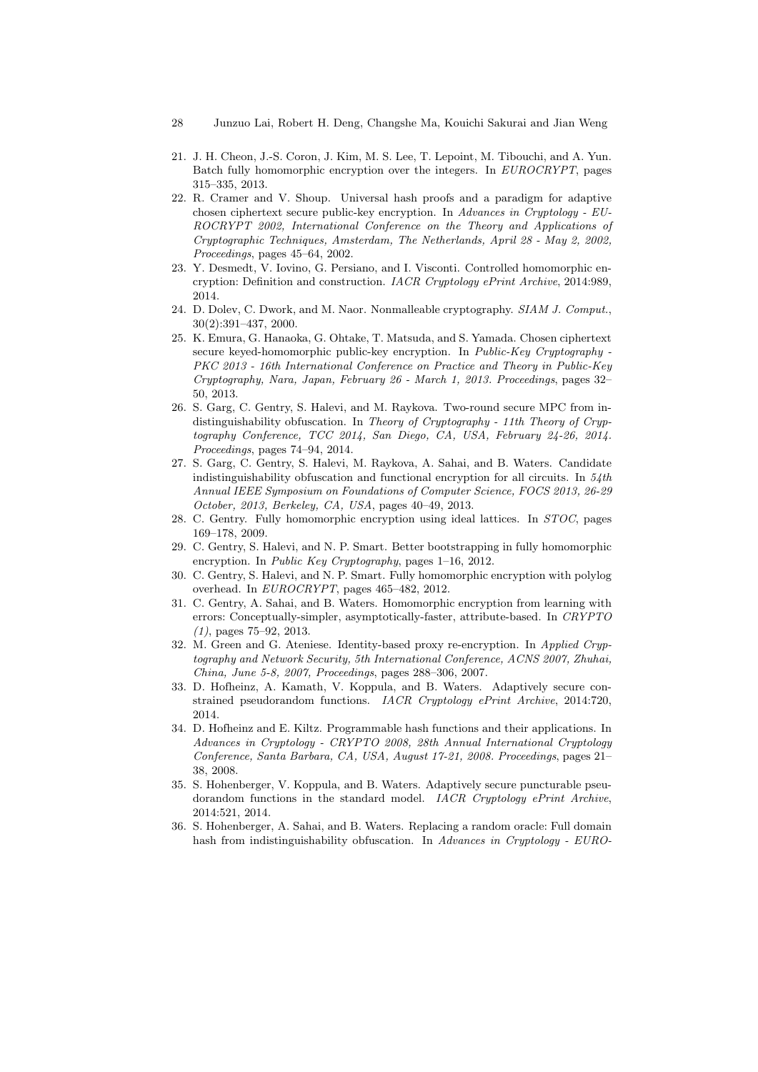21. J. H. Cheon, J.-S. Coron, J. Kim, M. S. Lee, T. Lepoint, M. Tibouchi, and A. Yun. Batch fully homomorphic encryption over the integers. In *EUROCRYPT*, pages 315–335, 2013.
22. R. Cramer and V. Shoup. Universal hash proofs and a paradigm for adaptive chosen ciphertext secure public-key encryption. In *Advances in Cryptology - EUROCRYPT 2002, International Conference on the Theory and Applications of Cryptographic Techniques, Amsterdam, The Netherlands, April 28 - May 2, 2002, Proceedings*, pages 45–64, 2002.
23. Y. Desmedt, V. Iovino, G. Persiano, and I. Visconti. Controlled homomorphic encryption: Definition and construction. *IACR Cryptology ePrint Archive*, 2014:989, 2014.
24. D. Dolev, C. Dwork, and M. Naor. Nonmalleable cryptography. *SIAM J. Comput.*, 30(2):391–437, 2000.
25. K. Emura, G. Hanaoka, G. Ohtake, T. Matsuda, and S. Yamada. Chosen ciphertext secure keyed-homomorphic public-key encryption. In *Public-Key Cryptography - PKC 2013 - 16th International Conference on Practice and Theory in Public-Key Cryptography, Nara, Japan, February 26 - March 1, 2013. Proceedings*, pages 32–50, 2013.
26. S. Garg, C. Gentry, S. Halevi, and M. Raykova. Two-round secure MPC from indistinguishability obfuscation. In *Theory of Cryptography - 11th Theory of Cryptography Conference, TCC 2014, San Diego, CA, USA, February 24-26, 2014. Proceedings*, pages 74–94, 2014.
27. S. Garg, C. Gentry, S. Halevi, M. Raykova, A. Sahai, and B. Waters. Candidate indistinguishability obfuscation and functional encryption for all circuits. In *54th Annual IEEE Symposium on Foundations of Computer Science, FOCS 2013, 26-29 October, 2013, Berkeley, CA, USA*, pages 40–49, 2013.
28. C. Gentry. Fully homomorphic encryption using ideal lattices. In *STOC*, pages 169–178, 2009.
29. C. Gentry, S. Halevi, and N. P. Smart. Better bootstrapping in fully homomorphic encryption. In *Public Key Cryptography*, pages 1–16, 2012.
30. C. Gentry, S. Halevi, and N. P. Smart. Fully homomorphic encryption with polylog overhead. In *EUROCRYPT*, pages 465–482, 2012.
31. C. Gentry, A. Sahai, and B. Waters. Homomorphic encryption from learning with errors: Conceptually-simpler, asymptotically-faster, attribute-based. In *CRYPTO (1)*, pages 75–92, 2013.
32. M. Green and G. Ateniese. Identity-based proxy re-encryption. In *Applied Cryptography and Network Security, 5th International Conference, ACNS 2007, Zhuhai, China, June 5-8, 2007, Proceedings*, pages 288–306, 2007.
33. D. Hofheinz, A. Kamath, V. Koppula, and B. Waters. Adaptively secure constrained pseudorandom functions. *IACR Cryptology ePrint Archive*, 2014:720, 2014.
34. D. Hofheinz and E. Kiltz. Programmable hash functions and their applications. In *Advances in Cryptology - CRYPTO 2008, 28th Annual International Cryptology Conference, Santa Barbara, CA, USA, August 17-21, 2008. Proceedings*, pages 21–38, 2008.
35. S. Hohenberger, V. Koppula, and B. Waters. Adaptively secure puncturable pseudorandom functions in the standard model. *IACR Cryptology ePrint Archive*, 2014:521, 2014.
36. S. Hohenberger, A. Sahai, and B. Waters. Replacing a random oracle: Full domain hash from indistinguishability obfuscation. In *Advances in Cryptology - EURO-*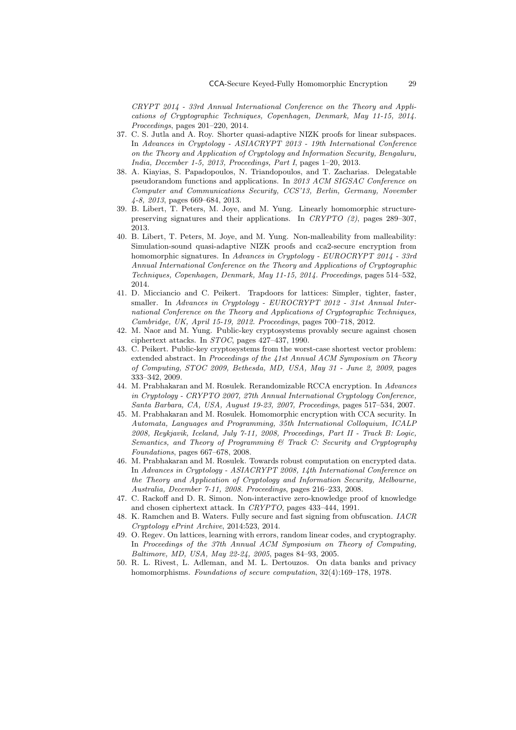*CRYPT 2014 - 33rd Annual International Conference on the Theory and Applications of Cryptographic Techniques, Copenhagen, Denmark, May 11-15, 2014. Proceedings*, pages 201–220, 2014.

37. C. S. Jutla and A. Roy. Shorter quasi-adaptive NIZK proofs for linear subspaces. In *Advances in Cryptology - ASIACRYPT 2013 - 19th International Conference on the Theory and Application of Cryptology and Information Security, Bengaluru, India, December 1-5, 2013, Proceedings, Part I*, pages 1–20, 2013.
38. A. Kiayias, S. Papadopoulos, N. Triandopoulos, and T. Zacharias. Delegatable pseudorandom functions and applications. In *2013 ACM SIGSAC Conference on Computer and Communications Security, CCS'13, Berlin, Germany, November 4-8, 2013*, pages 669–684, 2013.
39. B. Libert, T. Peters, M. Joye, and M. Yung. Linearly homomorphic structure-preserving signatures and their applications. In *CRYPTO (2)*, pages 289–307, 2013.
40. B. Libert, T. Peters, M. Joye, and M. Yung. Non-malleability from malleability: Simulation-sound quasi-adaptive NIZK proofs and cca2-secure encryption from homomorphic signatures. In *Advances in Cryptology - EUROCRYPT 2014 - 33rd Annual International Conference on the Theory and Applications of Cryptographic Techniques, Copenhagen, Denmark, May 11-15, 2014. Proceedings*, pages 514–532, 2014.
41. D. Micciancio and C. Peikert. Trapdoors for lattices: Simpler, tighter, faster, smaller. In *Advances in Cryptology - EUROCRYPT 2012 - 31st Annual International Conference on the Theory and Applications of Cryptographic Techniques, Cambridge, UK, April 15-19, 2012. Proceedings*, pages 700–718, 2012.
42. M. Naor and M. Yung. Public-key cryptosystems provably secure against chosen ciphertext attacks. In *STOC*, pages 427–437, 1990.
43. C. Peikert. Public-key cryptosystems from the worst-case shortest vector problem: extended abstract. In *Proceedings of the 41st Annual ACM Symposium on Theory of Computing, STOC 2009, Bethesda, MD, USA, May 31 - June 2, 2009*, pages 333–342, 2009.
44. M. Prabhakaran and M. Rosulek. Rerandomizable RCCA encryption. In *Advances in Cryptology - CRYPTO 2007, 27th Annual International Cryptology Conference, Santa Barbara, CA, USA, August 19-23, 2007, Proceedings*, pages 517–534, 2007.
45. M. Prabhakaran and M. Rosulek. Homomorphic encryption with CCA security. In *Automata, Languages and Programming, 35th International Colloquium, ICALP 2008, Reykjavik, Iceland, July 7-11, 2008, Proceedings, Part II - Track B: Logic, Semantics, and Theory of Programming & Track C: Security and Cryptography Foundations*, pages 667–678, 2008.
46. M. Prabhakaran and M. Rosulek. Towards robust computation on encrypted data. In *Advances in Cryptology - ASIACRYPT 2008, 14th International Conference on the Theory and Application of Cryptology and Information Security, Melbourne, Australia, December 7-11, 2008. Proceedings*, pages 216–233, 2008.
47. C. Rackoff and D. R. Simon. Non-interactive zero-knowledge proof of knowledge and chosen ciphertext attack. In *CRYPTO*, pages 433–444, 1991.
48. K. Ramchen and B. Waters. Fully secure and fast signing from obfuscation. *IACR Cryptology ePrint Archive*, 2014:523, 2014.
49. O. Regev. On lattices, learning with errors, random linear codes, and cryptography. In *Proceedings of the 37th Annual ACM Symposium on Theory of Computing, Baltimore, MD, USA, May 22-24, 2005*, pages 84–93, 2005.
50. R. L. Rivest, L. Adleman, and M. L. Dertouzos. On data banks and privacy homomorphisms. *Foundations of secure computation*, 32(4):169–178, 1978.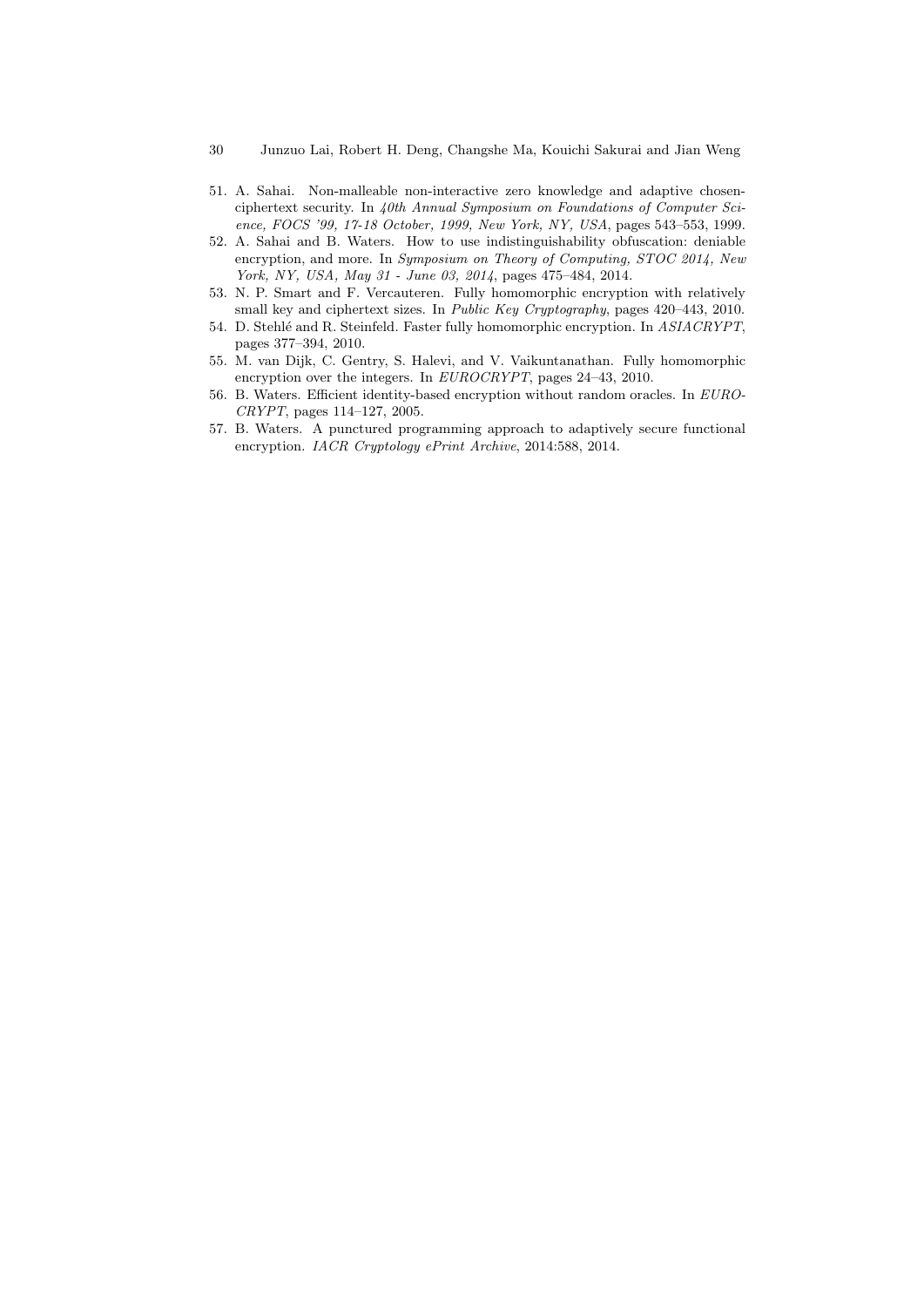51. A. Sahai. Non-malleable non-interactive zero knowledge and adaptive chosen-ciphertext security. In *40th Annual Symposium on Foundations of Computer Science, FOCS '99, 17-18 October, 1999, New York, NY, USA*, pages 543–553, 1999.
52. A. Sahai and B. Waters. How to use indistinguishability obfuscation: deniable encryption, and more. In *Symposium on Theory of Computing, STOC 2014, New York, NY, USA, May 31 - June 03, 2014*, pages 475–484, 2014.
53. N. P. Smart and F. Vercauteren. Fully homomorphic encryption with relatively small key and ciphertext sizes. In *Public Key Cryptography*, pages 420–443, 2010.
54. D. Stehlé and R. Steinfeld. Faster fully homomorphic encryption. In *ASIACRYPT*, pages 377–394, 2010.
55. M. van Dijk, C. Gentry, S. Halevi, and V. Vaikuntanathan. Fully homomorphic encryption over the integers. In *EUROCRYPT*, pages 24–43, 2010.
56. B. Waters. Efficient identity-based encryption without random oracles. In *EUROCRYPT*, pages 114–127, 2005.
57. B. Waters. A punctured programming approach to adaptively secure functional encryption. *IACR Cryptology ePrint Archive*, 2014:588, 2014.